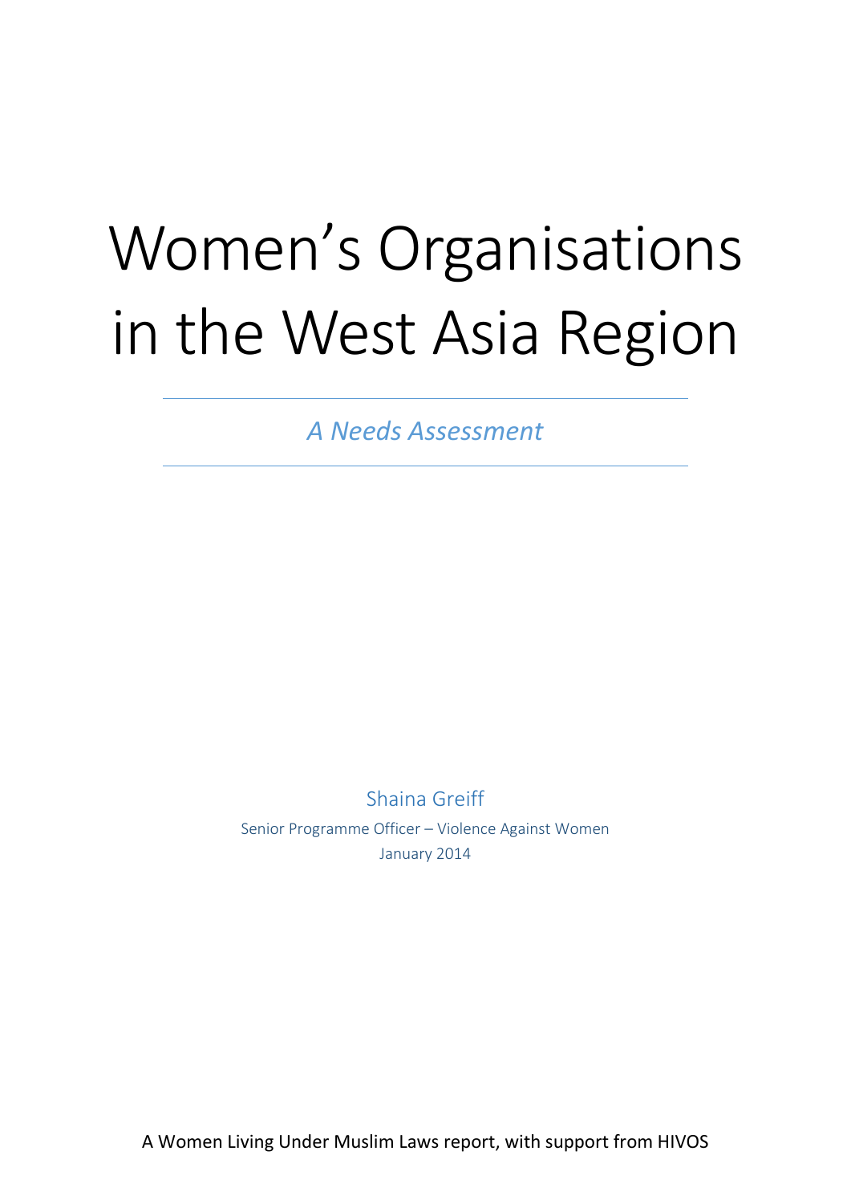# Women's Organisations in the West Asia Region

*A Needs Assessment*

Shaina Greiff

Senior Programme Officer – Violence Against Women

January 2014

A Women Living Under Muslim Laws report, with support from HIVOS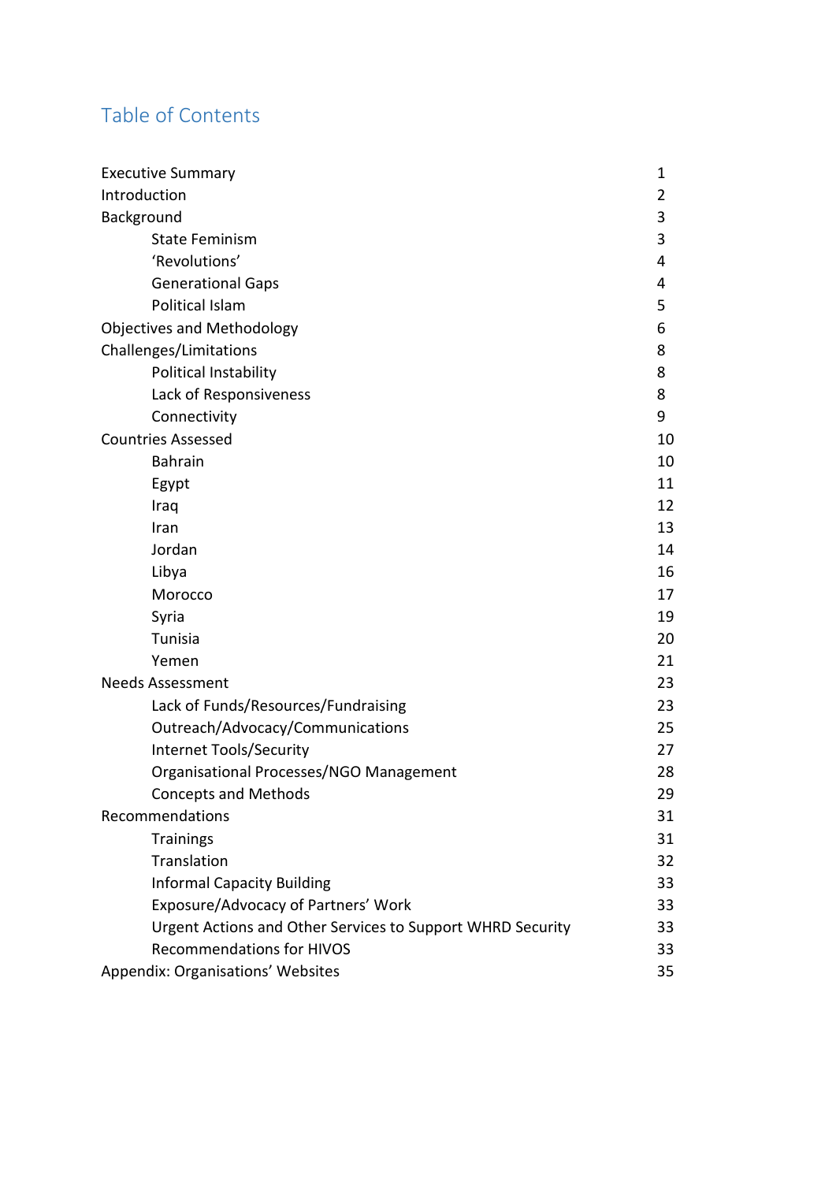# Table of Contents

| | |
|---|---|
| Executive Summary | 1 |
| Introduction | 2 |
| Background | 3 |
| State Feminism | 3 |
| 'Revolutions' | 4 |
| Generational Gaps | 4 |
| Political Islam | 5 |
| Objectives and Methodology | 6 |
| Challenges/Limitations | 8 |
| Political Instability | 8 |
| Lack of Responsiveness | 8 |
| Connectivity | 9 |
| Countries Assessed | 10 |
| Bahrain | 10 |
| Egypt | 11 |
| Iraq | 12 |
| Iran | 13 |
| Jordan | 14 |
| Libya | 16 |
| Morocco | 17 |
| Syria | 19 |
| Tunisia | 20 |
| Yemen | 21 |
| Needs Assessment | 23 |
| Lack of Funds/Resources/Fundraising | 23 |
| Outreach/Advocacy/Communications | 25 |
| Internet Tools/Security | 27 |
| Organisational Processes/NGO Management | 28 |
| Concepts and Methods | 29 |
| Recommendations | 31 |
| Trainings | 31 |
| Translation | 32 |
| Informal Capacity Building | 33 |
| Exposure/Advocacy of Partners' Work | 33 |
| Urgent Actions and Other Services to Support WHRD Security | 33 |
| Recommendations for HIVOS | 33 |
| Appendix: Organisations' Websites | 35 |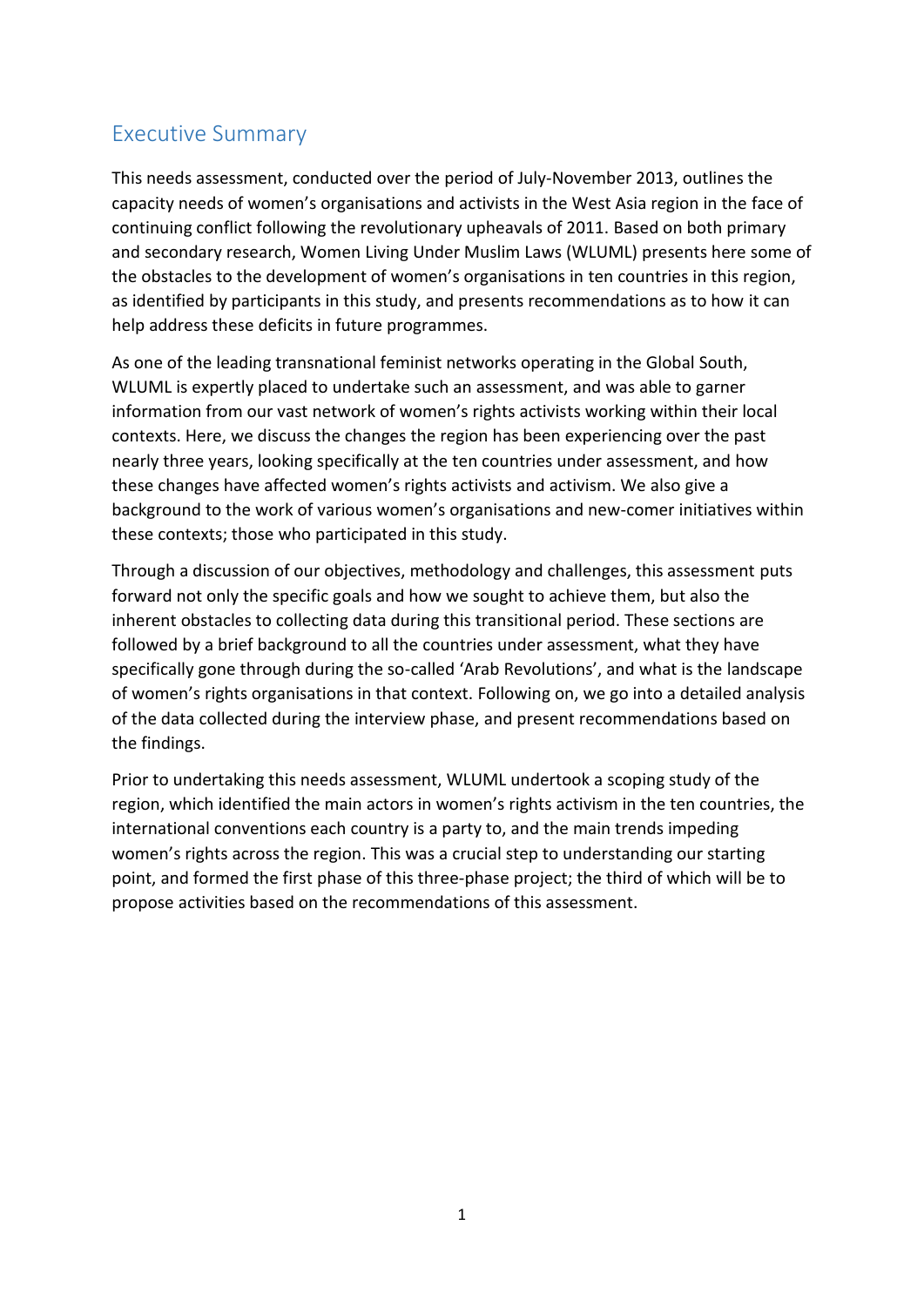## Executive Summary

This needs assessment, conducted over the period of July-November 2013, outlines the capacity needs of women's organisations and activists in the West Asia region in the face of continuing conflict following the revolutionary upheavals of 2011. Based on both primary and secondary research, Women Living Under Muslim Laws (WLUML) presents here some of the obstacles to the development of women's organisations in ten countries in this region, as identified by participants in this study, and presents recommendations as to how it can help address these deficits in future programmes.

As one of the leading transnational feminist networks operating in the Global South, WLUML is expertly placed to undertake such an assessment, and was able to garner information from our vast network of women's rights activists working within their local contexts. Here, we discuss the changes the region has been experiencing over the past nearly three years, looking specifically at the ten countries under assessment, and how these changes have affected women's rights activists and activism. We also give a background to the work of various women's organisations and new-comer initiatives within these contexts; those who participated in this study.

Through a discussion of our objectives, methodology and challenges, this assessment puts forward not only the specific goals and how we sought to achieve them, but also the inherent obstacles to collecting data during this transitional period. These sections are followed by a brief background to all the countries under assessment, what they have specifically gone through during the so-called 'Arab Revolutions', and what is the landscape of women's rights organisations in that context. Following on, we go into a detailed analysis of the data collected during the interview phase, and present recommendations based on the findings.

Prior to undertaking this needs assessment, WLUML undertook a scoping study of the region, which identified the main actors in women's rights activism in the ten countries, the international conventions each country is a party to, and the main trends impeding women's rights across the region. This was a crucial step to understanding our starting point, and formed the first phase of this three-phase project; the third of which will be to propose activities based on the recommendations of this assessment.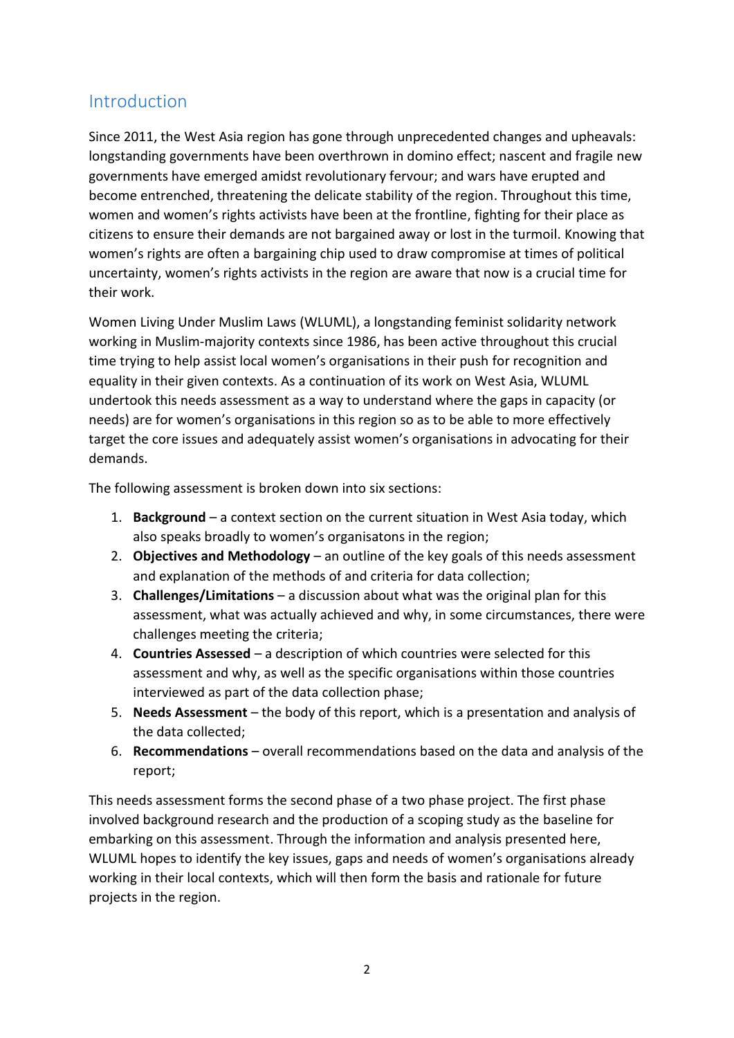## Introduction

Since 2011, the West Asia region has gone through unprecedented changes and upheavals: longstanding governments have been overthrown in domino effect; nascent and fragile new governments have emerged amidst revolutionary fervour; and wars have erupted and become entrenched, threatening the delicate stability of the region. Throughout this time, women and women's rights activists have been at the frontline, fighting for their place as citizens to ensure their demands are not bargained away or lost in the turmoil. Knowing that women's rights are often a bargaining chip used to draw compromise at times of political uncertainty, women's rights activists in the region are aware that now is a crucial time for their work.

Women Living Under Muslim Laws (WLUML), a longstanding feminist solidarity network working in Muslim-majority contexts since 1986, has been active throughout this crucial time trying to help assist local women's organisations in their push for recognition and equality in their given contexts. As a continuation of its work on West Asia, WLUML undertook this needs assessment as a way to understand where the gaps in capacity (or needs) are for women's organisations in this region so as to be able to more effectively target the core issues and adequately assist women's organisations in advocating for their demands.

The following assessment is broken down into six sections:

1. **Background** – a context section on the current situation in West Asia today, which also speaks broadly to women's organisatons in the region;
2. **Objectives and Methodology** – an outline of the key goals of this needs assessment and explanation of the methods of and criteria for data collection;
3. **Challenges/Limitations** – a discussion about what was the original plan for this assessment, what was actually achieved and why, in some circumstances, there were challenges meeting the criteria;
4. **Countries Assessed** – a description of which countries were selected for this assessment and why, as well as the specific organisations within those countries interviewed as part of the data collection phase;
5. **Needs Assessment** – the body of this report, which is a presentation and analysis of the data collected;
6. **Recommendations** – overall recommendations based on the data and analysis of the report;

This needs assessment forms the second phase of a two phase project. The first phase involved background research and the production of a scoping study as the baseline for embarking on this assessment. Through the information and analysis presented here, WLUML hopes to identify the key issues, gaps and needs of women's organisations already working in their local contexts, which will then form the basis and rationale for future projects in the region.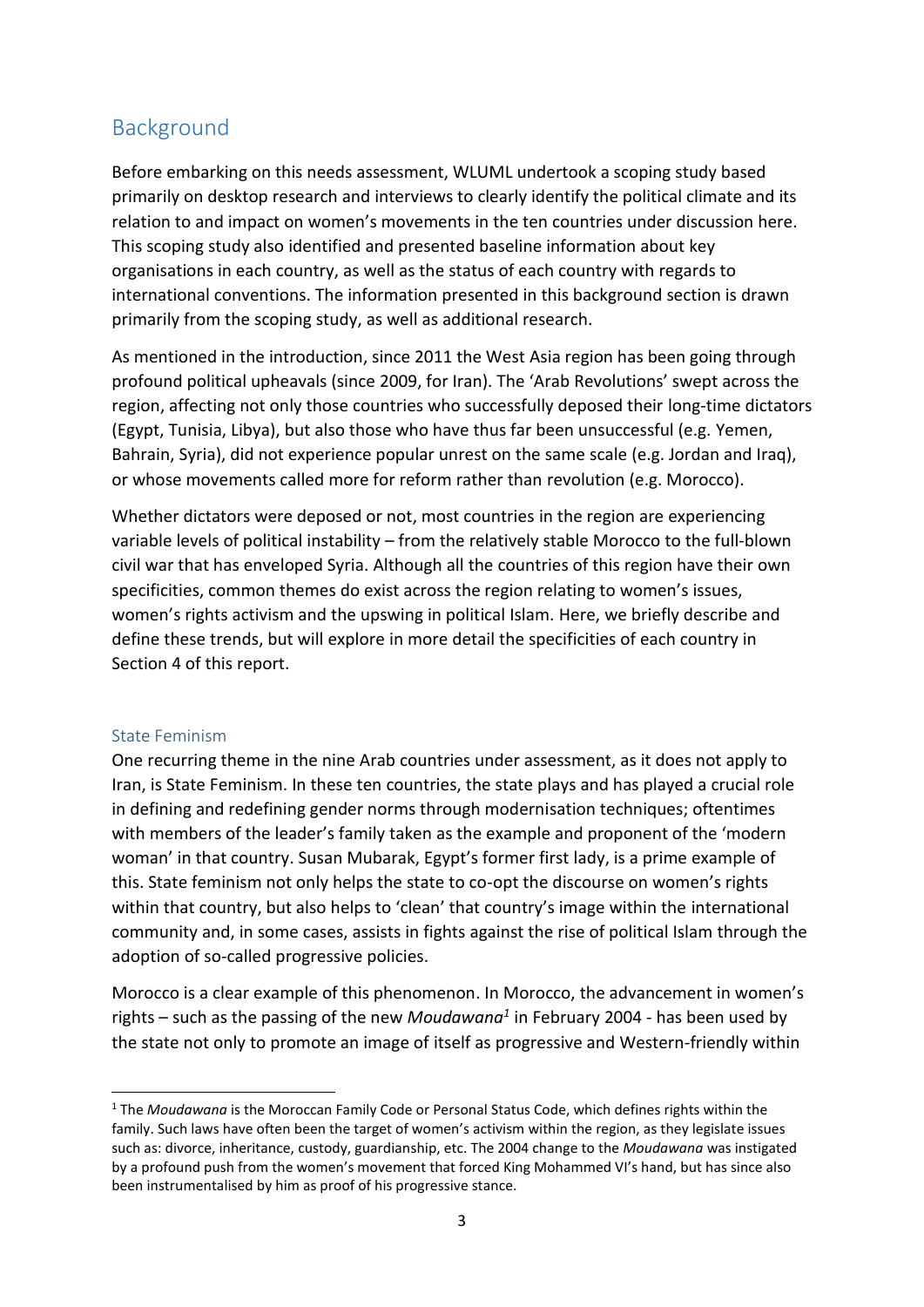## Background

Before embarking on this needs assessment, WLUML undertook a scoping study based primarily on desktop research and interviews to clearly identify the political climate and its relation to and impact on women's movements in the ten countries under discussion here. This scoping study also identified and presented baseline information about key organisations in each country, as well as the status of each country with regards to international conventions. The information presented in this background section is drawn primarily from the scoping study, as well as additional research.

As mentioned in the introduction, since 2011 the West Asia region has been going through profound political upheavals (since 2009, for Iran). The 'Arab Revolutions' swept across the region, affecting not only those countries who successfully deposed their long-time dictators (Egypt, Tunisia, Libya), but also those who have thus far been unsuccessful (e.g. Yemen, Bahrain, Syria), did not experience popular unrest on the same scale (e.g. Jordan and Iraq), or whose movements called more for reform rather than revolution (e.g. Morocco).

Whether dictators were deposed or not, most countries in the region are experiencing variable levels of political instability – from the relatively stable Morocco to the full-blown civil war that has enveloped Syria. Although all the countries of this region have their own specificities, common themes do exist across the region relating to women's issues, women's rights activism and the upswing in political Islam. Here, we briefly describe and define these trends, but will explore in more detail the specificities of each country in Section 4 of this report.

### State Feminism

One recurring theme in the nine Arab countries under assessment, as it does not apply to Iran, is State Feminism. In these ten countries, the state plays and has played a crucial role in defining and redefining gender norms through modernisation techniques; oftentimes with members of the leader's family taken as the example and proponent of the 'modern woman' in that country. Susan Mubarak, Egypt's former first lady, is a prime example of this. State feminism not only helps the state to co-opt the discourse on women's rights within that country, but also helps to 'clean' that country's image within the international community and, in some cases, assists in fights against the rise of political Islam through the adoption of so-called progressive policies.

Morocco is a clear example of this phenomenon. In Morocco, the advancement in women's rights – such as the passing of the new *Moudawana*[1] in February 2004 - has been used by the state not only to promote an image of itself as progressive and Western-friendly within

[1] The *Moudawana* is the Moroccan Family Code or Personal Status Code, which defines rights within the family. Such laws have often been the target of women's activism within the region, as they legislate issues such as: divorce, inheritance, custody, guardianship, etc. The 2004 change to the *Moudawana* was instigated by a profound push from the women's movement that forced King Mohammed VI's hand, but has since also been instrumentalised by him as proof of his progressive stance.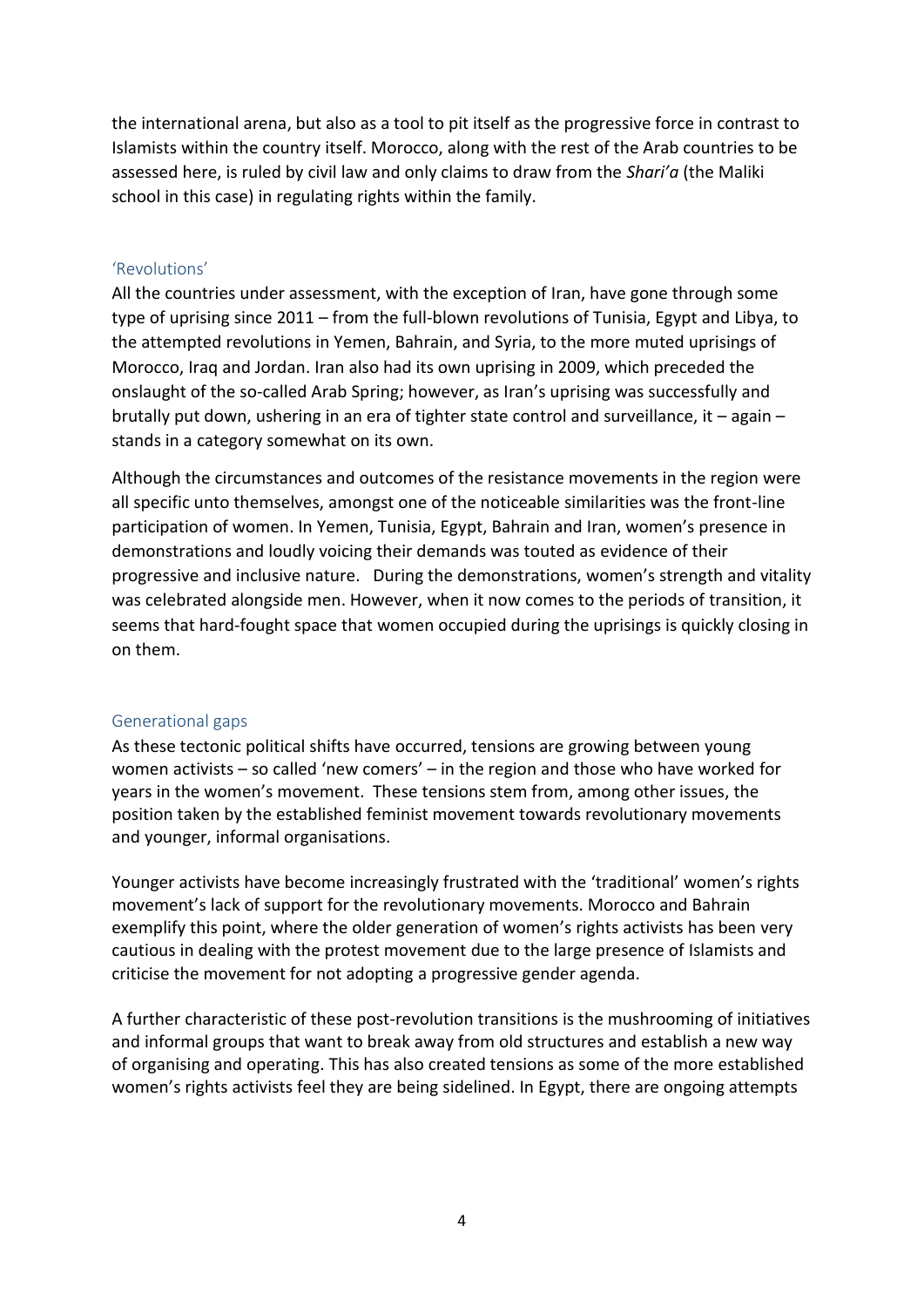the international arena, but also as a tool to pit itself as the progressive force in contrast to Islamists within the country itself. Morocco, along with the rest of the Arab countries to be assessed here, is ruled by civil law and only claims to draw from the *Shari'a* (the Maliki school in this case) in regulating rights within the family.

### 'Revolutions'

All the countries under assessment, with the exception of Iran, have gone through some type of uprising since 2011 – from the full-blown revolutions of Tunisia, Egypt and Libya, to the attempted revolutions in Yemen, Bahrain, and Syria, to the more muted uprisings of Morocco, Iraq and Jordan. Iran also had its own uprising in 2009, which preceded the onslaught of the so-called Arab Spring; however, as Iran's uprising was successfully and brutally put down, ushering in an era of tighter state control and surveillance, it – again – stands in a category somewhat on its own.

Although the circumstances and outcomes of the resistance movements in the region were all specific unto themselves, amongst one of the noticeable similarities was the front-line participation of women. In Yemen, Tunisia, Egypt, Bahrain and Iran, women's presence in demonstrations and loudly voicing their demands was touted as evidence of their progressive and inclusive nature. During the demonstrations, women's strength and vitality was celebrated alongside men. However, when it now comes to the periods of transition, it seems that hard-fought space that women occupied during the uprisings is quickly closing in on them.

### Generational gaps

As these tectonic political shifts have occurred, tensions are growing between young women activists – so called 'new comers' – in the region and those who have worked for years in the women's movement. These tensions stem from, among other issues, the position taken by the established feminist movement towards revolutionary movements and younger, informal organisations.

Younger activists have become increasingly frustrated with the 'traditional' women's rights movement's lack of support for the revolutionary movements. Morocco and Bahrain exemplify this point, where the older generation of women's rights activists has been very cautious in dealing with the protest movement due to the large presence of Islamists and criticise the movement for not adopting a progressive gender agenda.

A further characteristic of these post-revolution transitions is the mushrooming of initiatives and informal groups that want to break away from old structures and establish a new way of organising and operating. This has also created tensions as some of the more established women's rights activists feel they are being sidelined. In Egypt, there are ongoing attempts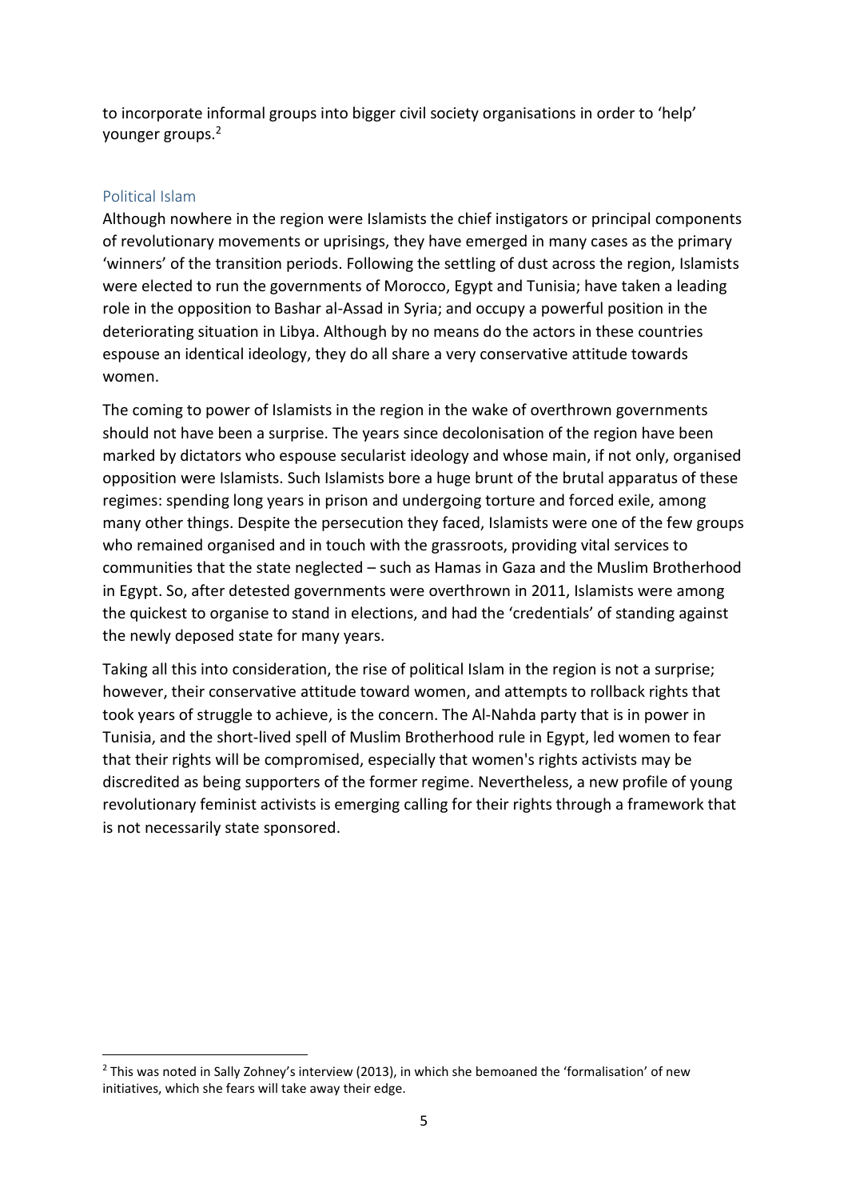to incorporate informal groups into bigger civil society organisations in order to 'help' younger groups.[2]

## Political Islam

Although nowhere in the region were Islamists the chief instigators or principal components of revolutionary movements or uprisings, they have emerged in many cases as the primary 'winners' of the transition periods. Following the settling of dust across the region, Islamists were elected to run the governments of Morocco, Egypt and Tunisia; have taken a leading role in the opposition to Bashar al-Assad in Syria; and occupy a powerful position in the deteriorating situation in Libya. Although by no means do the actors in these countries espouse an identical ideology, they do all share a very conservative attitude towards women.

The coming to power of Islamists in the region in the wake of overthrown governments should not have been a surprise. The years since decolonisation of the region have been marked by dictators who espouse secularist ideology and whose main, if not only, organised opposition were Islamists. Such Islamists bore a huge brunt of the brutal apparatus of these regimes: spending long years in prison and undergoing torture and forced exile, among many other things. Despite the persecution they faced, Islamists were one of the few groups who remained organised and in touch with the grassroots, providing vital services to communities that the state neglected – such as Hamas in Gaza and the Muslim Brotherhood in Egypt. So, after detested governments were overthrown in 2011, Islamists were among the quickest to organise to stand in elections, and had the 'credentials' of standing against the newly deposed state for many years.

Taking all this into consideration, the rise of political Islam in the region is not a surprise; however, their conservative attitude toward women, and attempts to rollback rights that took years of struggle to achieve, is the concern. The Al-Nahda party that is in power in Tunisia, and the short-lived spell of Muslim Brotherhood rule in Egypt, led women to fear that their rights will be compromised, especially that women's rights activists may be discredited as being supporters of the former regime. Nevertheless, a new profile of young revolutionary feminist activists is emerging calling for their rights through a framework that is not necessarily state sponsored.

[2] This was noted in Sally Zohney's interview (2013), in which she bemoaned the 'formalisation' of new initiatives, which she fears will take away their edge.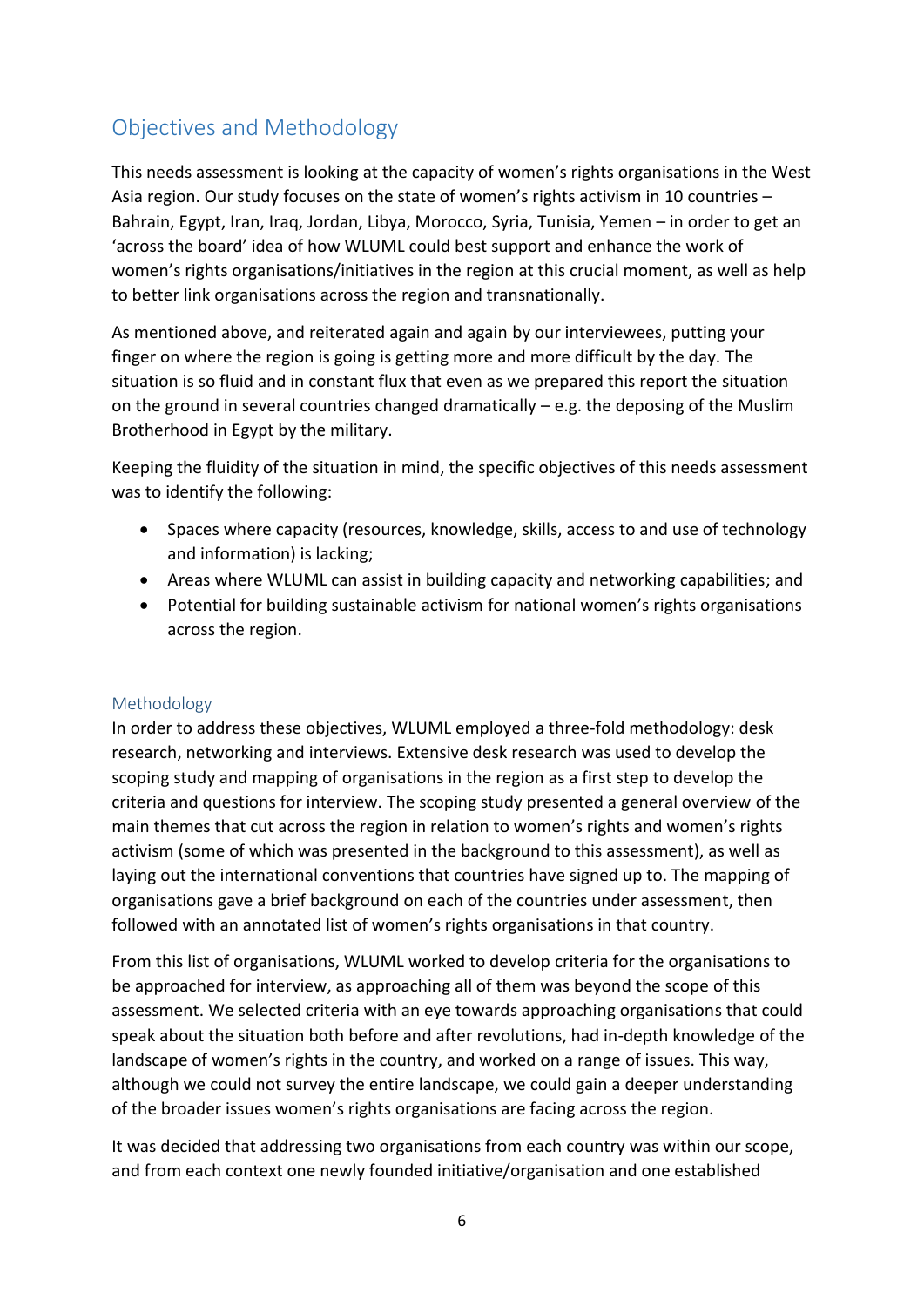## Objectives and Methodology

This needs assessment is looking at the capacity of women's rights organisations in the West Asia region. Our study focuses on the state of women's rights activism in 10 countries – Bahrain, Egypt, Iran, Iraq, Jordan, Libya, Morocco, Syria, Tunisia, Yemen – in order to get an 'across the board' idea of how WLUML could best support and enhance the work of women's rights organisations/initiatives in the region at this crucial moment, as well as help to better link organisations across the region and transnationally.

As mentioned above, and reiterated again and again by our interviewees, putting your finger on where the region is going is getting more and more difficult by the day. The situation is so fluid and in constant flux that even as we prepared this report the situation on the ground in several countries changed dramatically – e.g. the deposing of the Muslim Brotherhood in Egypt by the military.

Keeping the fluidity of the situation in mind, the specific objectives of this needs assessment was to identify the following:

- Spaces where capacity (resources, knowledge, skills, access to and use of technology and information) is lacking;
- Areas where WLUML can assist in building capacity and networking capabilities; and
- Potential for building sustainable activism for national women's rights organisations across the region.

### Methodology

In order to address these objectives, WLUML employed a three-fold methodology: desk research, networking and interviews. Extensive desk research was used to develop the scoping study and mapping of organisations in the region as a first step to develop the criteria and questions for interview. The scoping study presented a general overview of the main themes that cut across the region in relation to women's rights and women's rights activism (some of which was presented in the background to this assessment), as well as laying out the international conventions that countries have signed up to. The mapping of organisations gave a brief background on each of the countries under assessment, then followed with an annotated list of women's rights organisations in that country.

From this list of organisations, WLUML worked to develop criteria for the organisations to be approached for interview, as approaching all of them was beyond the scope of this assessment. We selected criteria with an eye towards approaching organisations that could speak about the situation both before and after revolutions, had in-depth knowledge of the landscape of women's rights in the country, and worked on a range of issues. This way, although we could not survey the entire landscape, we could gain a deeper understanding of the broader issues women's rights organisations are facing across the region.

It was decided that addressing two organisations from each country was within our scope, and from each context one newly founded initiative/organisation and one established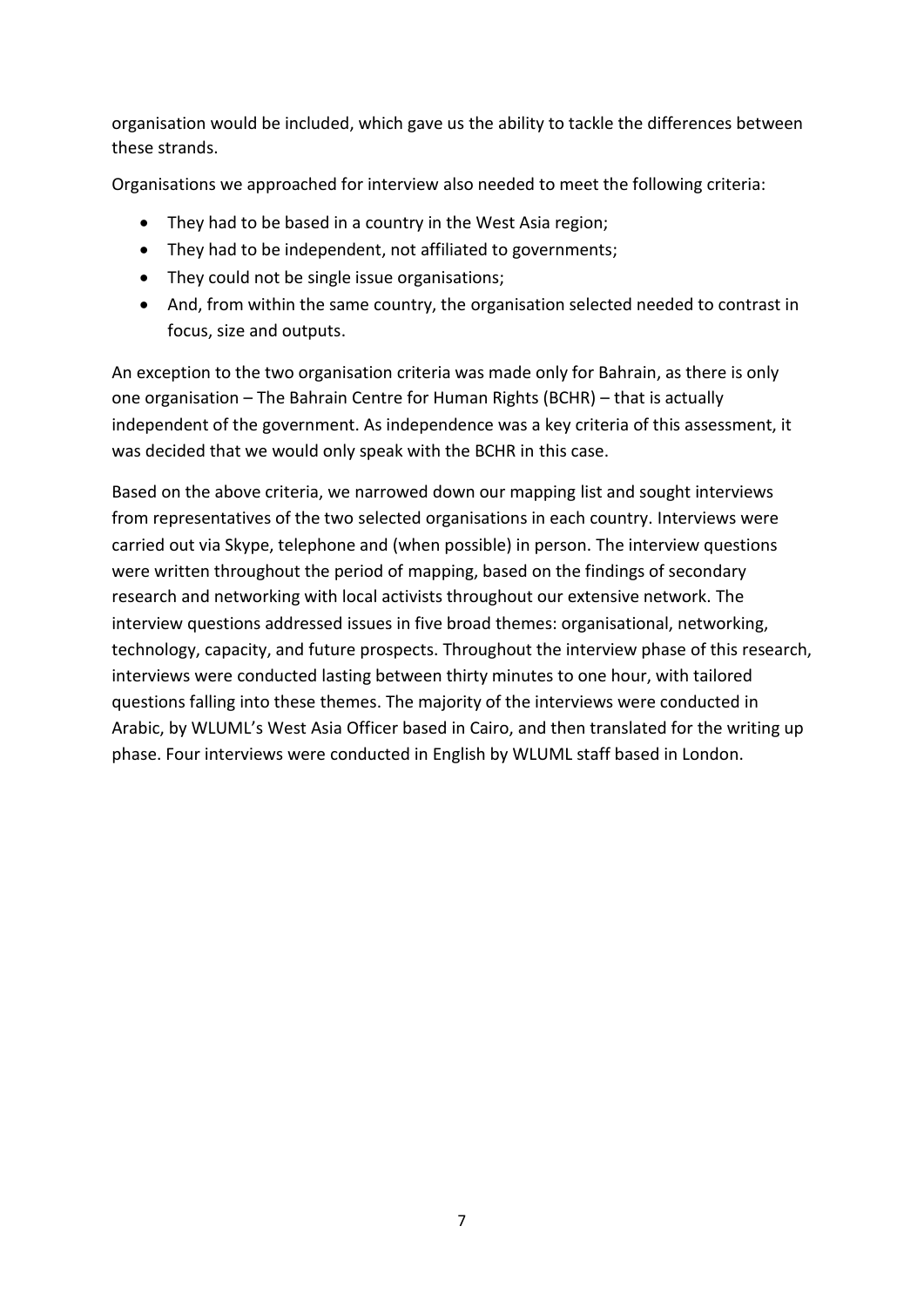organisation would be included, which gave us the ability to tackle the differences between these strands.

Organisations we approached for interview also needed to meet the following criteria:

- They had to be based in a country in the West Asia region;
- They had to be independent, not affiliated to governments;
- They could not be single issue organisations;
- And, from within the same country, the organisation selected needed to contrast in focus, size and outputs.

An exception to the two organisation criteria was made only for Bahrain, as there is only one organisation – The Bahrain Centre for Human Rights (BCHR) – that is actually independent of the government. As independence was a key criteria of this assessment, it was decided that we would only speak with the BCHR in this case.

Based on the above criteria, we narrowed down our mapping list and sought interviews from representatives of the two selected organisations in each country. Interviews were carried out via Skype, telephone and (when possible) in person. The interview questions were written throughout the period of mapping, based on the findings of secondary research and networking with local activists throughout our extensive network. The interview questions addressed issues in five broad themes: organisational, networking, technology, capacity, and future prospects. Throughout the interview phase of this research, interviews were conducted lasting between thirty minutes to one hour, with tailored questions falling into these themes. The majority of the interviews were conducted in Arabic, by WLUML's West Asia Officer based in Cairo, and then translated for the writing up phase. Four interviews were conducted in English by WLUML staff based in London.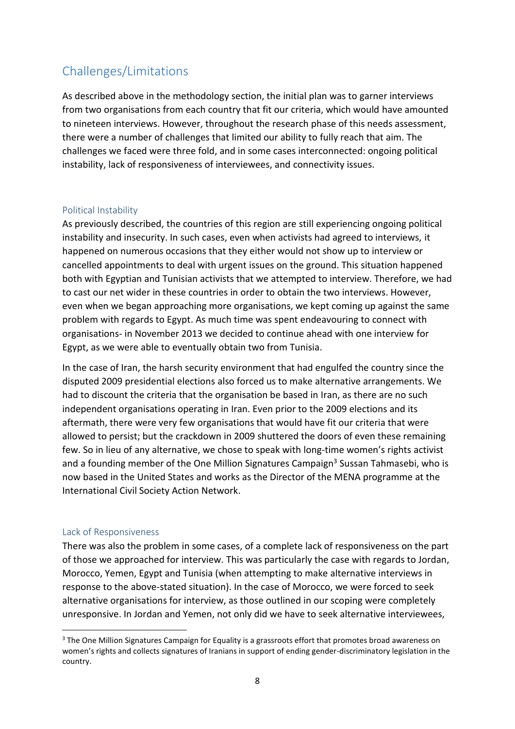## Challenges/Limitations

As described above in the methodology section, the initial plan was to garner interviews from two organisations from each country that fit our criteria, which would have amounted to nineteen interviews. However, throughout the research phase of this needs assessment, there were a number of challenges that limited our ability to fully reach that aim. The challenges we faced were three fold, and in some cases interconnected: ongoing political instability, lack of responsiveness of interviewees, and connectivity issues.

### Political Instability

As previously described, the countries of this region are still experiencing ongoing political instability and insecurity. In such cases, even when activists had agreed to interviews, it happened on numerous occasions that they either would not show up to interview or cancelled appointments to deal with urgent issues on the ground. This situation happened both with Egyptian and Tunisian activists that we attempted to interview. Therefore, we had to cast our net wider in these countries in order to obtain the two interviews. However, even when we began approaching more organisations, we kept coming up against the same problem with regards to Egypt. As much time was spent endeavouring to connect with organisations- in November 2013 we decided to continue ahead with one interview for Egypt, as we were able to eventually obtain two from Tunisia.

In the case of Iran, the harsh security environment that had engulfed the country since the disputed 2009 presidential elections also forced us to make alternative arrangements. We had to discount the criteria that the organisation be based in Iran, as there are no such independent organisations operating in Iran. Even prior to the 2009 elections and its aftermath, there were very few organisations that would have fit our criteria that were allowed to persist; but the crackdown in 2009 shuttered the doors of even these remaining few. So in lieu of any alternative, we chose to speak with long-time women's rights activist and a founding member of the One Million Signatures Campaign[3] Sussan Tahmasebi, who is now based in the United States and works as the Director of the MENA programme at the International Civil Society Action Network.

### Lack of Responsiveness

There was also the problem in some cases, of a complete lack of responsiveness on the part of those we approached for interview. This was particularly the case with regards to Jordan, Morocco, Yemen, Egypt and Tunisia (when attempting to make alternative interviews in response to the above-stated situation). In the case of Morocco, we were forced to seek alternative organisations for interview, as those outlined in our scoping were completely unresponsive. In Jordan and Yemen, not only did we have to seek alternative interviewees,

---

[3] The One Million Signatures Campaign for Equality is a grassroots effort that promotes broad awareness on women's rights and collects signatures of Iranians in support of ending gender-discriminatory legislation in the country.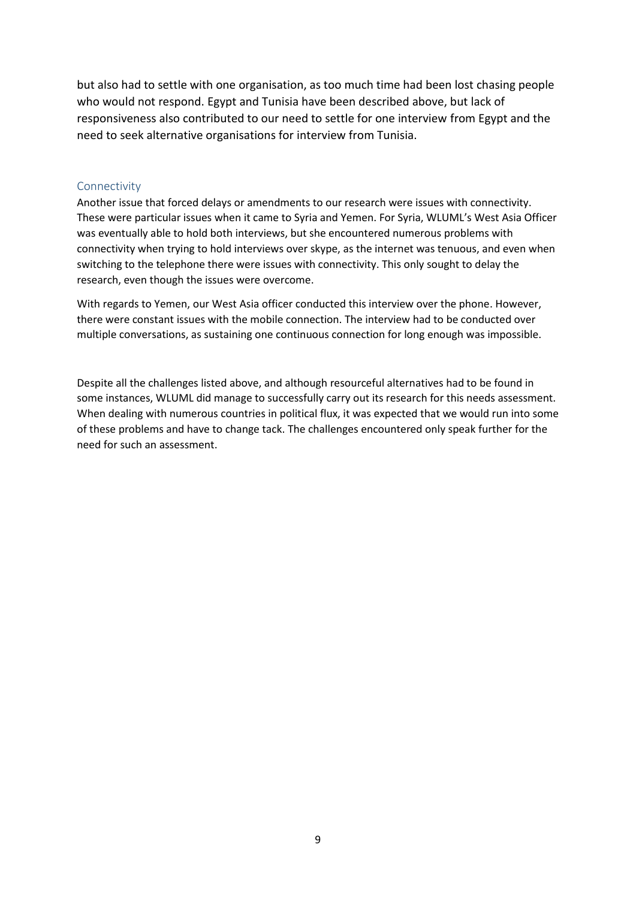but also had to settle with one organisation, as too much time had been lost chasing people who would not respond. Egypt and Tunisia have been described above, but lack of responsiveness also contributed to our need to settle for one interview from Egypt and the need to seek alternative organisations for interview from Tunisia.

### Connectivity

Another issue that forced delays or amendments to our research were issues with connectivity. These were particular issues when it came to Syria and Yemen. For Syria, WLUML's West Asia Officer was eventually able to hold both interviews, but she encountered numerous problems with connectivity when trying to hold interviews over skype, as the internet was tenuous, and even when switching to the telephone there were issues with connectivity. This only sought to delay the research, even though the issues were overcome.

With regards to Yemen, our West Asia officer conducted this interview over the phone. However, there were constant issues with the mobile connection. The interview had to be conducted over multiple conversations, as sustaining one continuous connection for long enough was impossible.

Despite all the challenges listed above, and although resourceful alternatives had to be found in some instances, WLUML did manage to successfully carry out its research for this needs assessment. When dealing with numerous countries in political flux, it was expected that we would run into some of these problems and have to change tack. The challenges encountered only speak further for the need for such an assessment.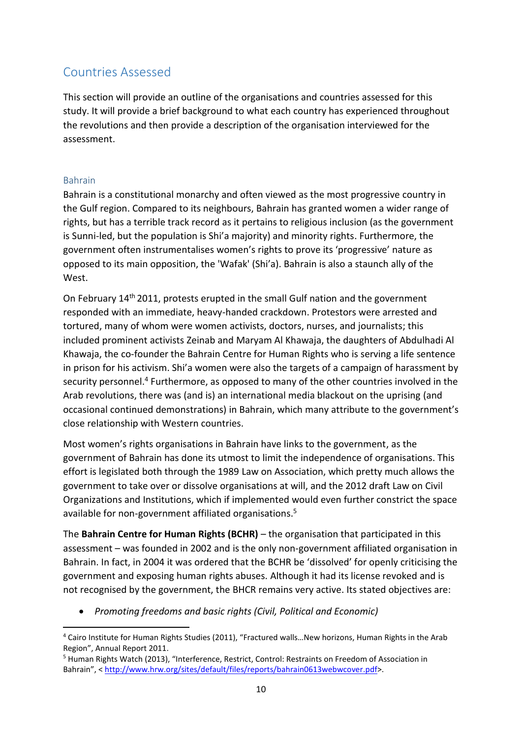## Countries Assessed

This section will provide an outline of the organisations and countries assessed for this study. It will provide a brief background to what each country has experienced throughout the revolutions and then provide a description of the organisation interviewed for the assessment.

### Bahrain

Bahrain is a constitutional monarchy and often viewed as the most progressive country in the Gulf region. Compared to its neighbours, Bahrain has granted women a wider range of rights, but has a terrible track record as it pertains to religious inclusion (as the government is Sunni-led, but the population is Shi'a majority) and minority rights. Furthermore, the government often instrumentalises women's rights to prove its 'progressive' nature as opposed to its main opposition, the 'Wafak' (Shi'a). Bahrain is also a staunch ally of the West.

On February 14th 2011, protests erupted in the small Gulf nation and the government responded with an immediate, heavy-handed crackdown. Protestors were arrested and tortured, many of whom were women activists, doctors, nurses, and journalists; this included prominent activists Zeinab and Maryam Al Khawaja, the daughters of Abdulhadi Al Khawaja, the co-founder the Bahrain Centre for Human Rights who is serving a life sentence in prison for his activism. Shi'a women were also the targets of a campaign of harassment by security personnel.[4] Furthermore, as opposed to many of the other countries involved in the Arab revolutions, there was (and is) an international media blackout on the uprising (and occasional continued demonstrations) in Bahrain, which many attribute to the government's close relationship with Western countries.

Most women's rights organisations in Bahrain have links to the government, as the government of Bahrain has done its utmost to limit the independence of organisations. This effort is legislated both through the 1989 Law on Association, which pretty much allows the government to take over or dissolve organisations at will, and the 2012 draft Law on Civil Organizations and Institutions, which if implemented would even further constrict the space available for non-government affiliated organisations.[5]

The **Bahrain Centre for Human Rights (BCHR)** – the organisation that participated in this assessment – was founded in 2002 and is the only non-government affiliated organisation in Bahrain. In fact, in 2004 it was ordered that the BCHR be 'dissolved' for openly criticising the government and exposing human rights abuses. Although it had its license revoked and is not recognised by the government, the BHCR remains very active. Its stated objectives are:

- *Promoting freedoms and basic rights (Civil, Political and Economic)*

---

[4] Cairo Institute for Human Rights Studies (2011), "Fractured walls…New horizons, Human Rights in the Arab Region", Annual Report 2011.

[5] Human Rights Watch (2013), "Interference, Restrict, Control: Restraints on Freedom of Association in Bahrain", < http://www.hrw.org/sites/default/files/reports/bahrain0613webwcover.pdf>.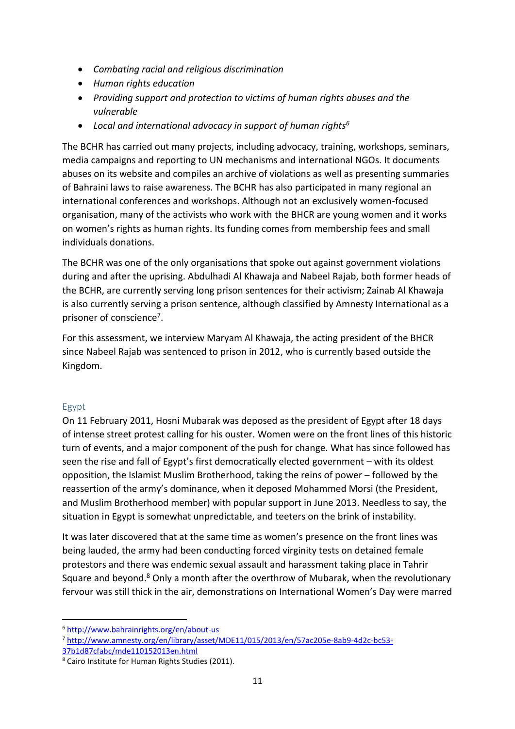- *Combating racial and religious discrimination*
- *Human rights education*
- *Providing support and protection to victims of human rights abuses and the vulnerable*
- *Local and international advocacy in support of human rights*[6]

The BCHR has carried out many projects, including advocacy, training, workshops, seminars, media campaigns and reporting to UN mechanisms and international NGOs. It documents abuses on its website and compiles an archive of violations as well as presenting summaries of Bahraini laws to raise awareness. The BCHR has also participated in many regional an international conferences and workshops. Although not an exclusively women-focused organisation, many of the activists who work with the BHCR are young women and it works on women's rights as human rights. Its funding comes from membership fees and small individuals donations.

The BCHR was one of the only organisations that spoke out against government violations during and after the uprising. Abdulhadi Al Khawaja and Nabeel Rajab, both former heads of the BCHR, are currently serving long prison sentences for their activism; Zainab Al Khawaja is also currently serving a prison sentence, although classified by Amnesty International as a prisoner of conscience[7].

For this assessment, we interview Maryam Al Khawaja, the acting president of the BHCR since Nabeel Rajab was sentenced to prison in 2012, who is currently based outside the Kingdom.

## Egypt

On 11 February 2011, Hosni Mubarak was deposed as the president of Egypt after 18 days of intense street protest calling for his ouster. Women were on the front lines of this historic turn of events, and a major component of the push for change. What has since followed has seen the rise and fall of Egypt's first democratically elected government – with its oldest opposition, the Islamist Muslim Brotherhood, taking the reins of power – followed by the reassertion of the army's dominance, when it deposed Mohammed Morsi (the President, and Muslim Brotherhood member) with popular support in June 2013. Needless to say, the situation in Egypt is somewhat unpredictable, and teeters on the brink of instability.

It was later discovered that at the same time as women's presence on the front lines was being lauded, the army had been conducting forced virginity tests on detained female protestors and there was endemic sexual assault and harassment taking place in Tahrir Square and beyond.[8] Only a month after the overthrow of Mubarak, when the revolutionary fervour was still thick in the air, demonstrations on International Women's Day were marred

---

[6] http://www.bahrainrights.org/en/about-us

[7] http://www.amnesty.org/en/library/asset/MDE11/015/2013/en/57ac205e-8ab9-4d2c-bc53-37b1d87cfabc/mde110152013en.html

[8] Cairo Institute for Human Rights Studies (2011).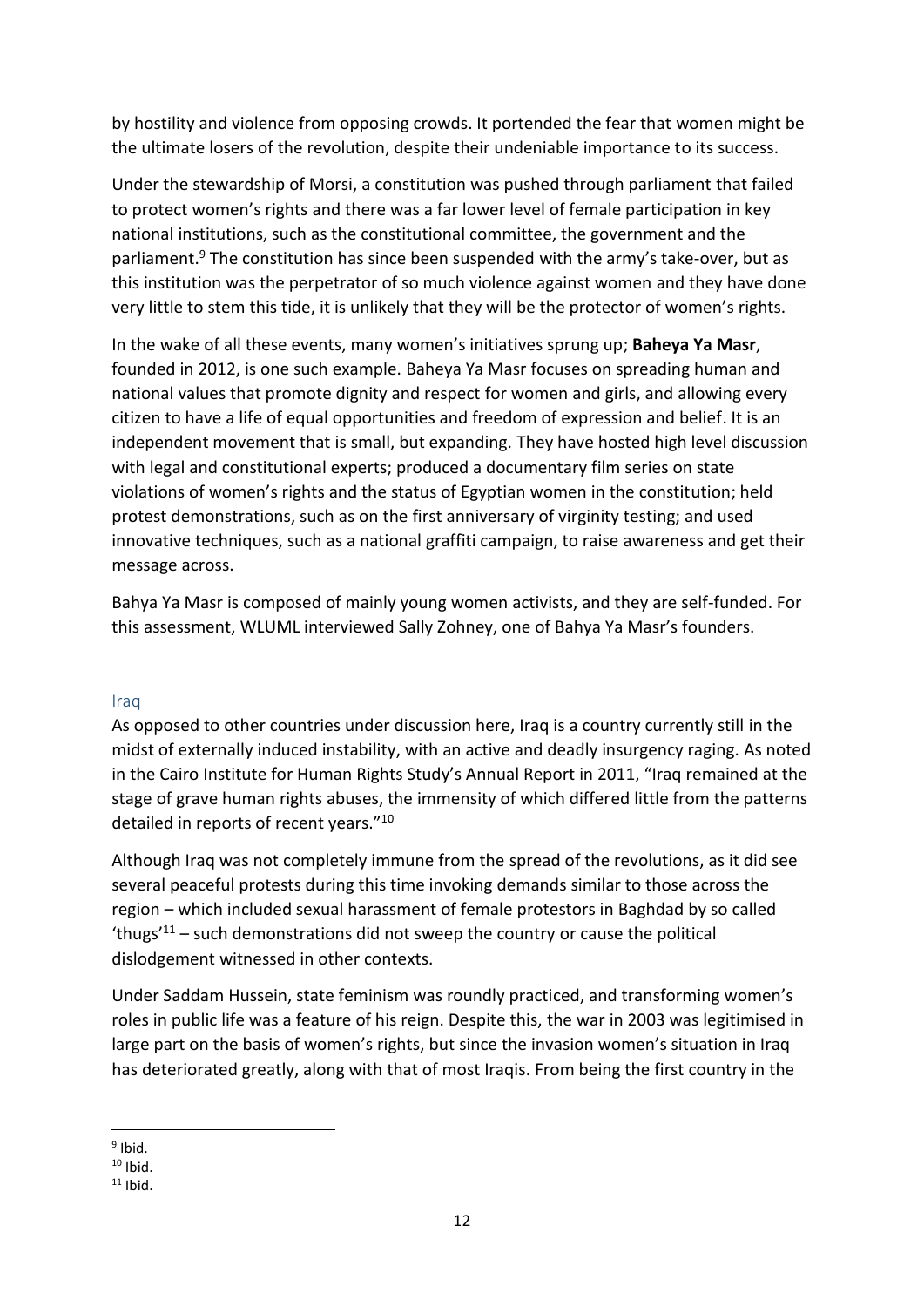by hostility and violence from opposing crowds. It portended the fear that women might be the ultimate losers of the revolution, despite their undeniable importance to its success.

Under the stewardship of Morsi, a constitution was pushed through parliament that failed to protect women's rights and there was a far lower level of female participation in key national institutions, such as the constitutional committee, the government and the parliament.[9] The constitution has since been suspended with the army's take-over, but as this institution was the perpetrator of so much violence against women and they have done very little to stem this tide, it is unlikely that they will be the protector of women's rights.

In the wake of all these events, many women's initiatives sprung up; **Baheya Ya Masr**, founded in 2012, is one such example. Baheya Ya Masr focuses on spreading human and national values that promote dignity and respect for women and girls, and allowing every citizen to have a life of equal opportunities and freedom of expression and belief. It is an independent movement that is small, but expanding. They have hosted high level discussion with legal and constitutional experts; produced a documentary film series on state violations of women's rights and the status of Egyptian women in the constitution; held protest demonstrations, such as on the first anniversary of virginity testing; and used innovative techniques, such as a national graffiti campaign, to raise awareness and get their message across.

Bahya Ya Masr is composed of mainly young women activists, and they are self-funded. For this assessment, WLUML interviewed Sally Zohney, one of Bahya Ya Masr's founders.

### Iraq

As opposed to other countries under discussion here, Iraq is a country currently still in the midst of externally induced instability, with an active and deadly insurgency raging. As noted in the Cairo Institute for Human Rights Study's Annual Report in 2011, "Iraq remained at the stage of grave human rights abuses, the immensity of which differed little from the patterns detailed in reports of recent years."[10]

Although Iraq was not completely immune from the spread of the revolutions, as it did see several peaceful protests during this time invoking demands similar to those across the region – which included sexual harassment of female protestors in Baghdad by so called 'thugs'[11] – such demonstrations did not sweep the country or cause the political dislodgement witnessed in other contexts.

Under Saddam Hussein, state feminism was roundly practiced, and transforming women's roles in public life was a feature of his reign. Despite this, the war in 2003 was legitimised in large part on the basis of women's rights, but since the invasion women's situation in Iraq has deteriorated greatly, along with that of most Iraqis. From being the first country in the

---

[9] Ibid.

[10] Ibid.

[11] Ibid.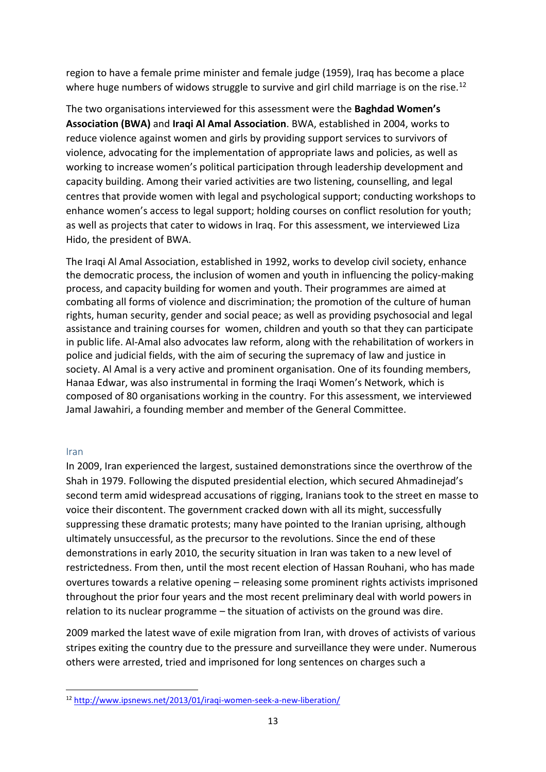region to have a female prime minister and female judge (1959), Iraq has become a place where huge numbers of widows struggle to survive and girl child marriage is on the rise.[12]

The two organisations interviewed for this assessment were the **Baghdad Women's Association (BWA)** and **Iraqi Al Amal Association**. BWA, established in 2004, works to reduce violence against women and girls by providing support services to survivors of violence, advocating for the implementation of appropriate laws and policies, as well as working to increase women's political participation through leadership development and capacity building. Among their varied activities are two listening, counselling, and legal centres that provide women with legal and psychological support; conducting workshops to enhance women's access to legal support; holding courses on conflict resolution for youth; as well as projects that cater to widows in Iraq. For this assessment, we interviewed Liza Hido, the president of BWA.

The Iraqi Al Amal Association, established in 1992, works to develop civil society, enhance the democratic process, the inclusion of women and youth in influencing the policy-making process, and capacity building for women and youth. Their programmes are aimed at combating all forms of violence and discrimination; the promotion of the culture of human rights, human security, gender and social peace; as well as providing psychosocial and legal assistance and training courses for women, children and youth so that they can participate in public life. Al-Amal also advocates law reform, along with the rehabilitation of workers in police and judicial fields, with the aim of securing the supremacy of law and justice in society. Al Amal is a very active and prominent organisation. One of its founding members, Hanaa Edwar, was also instrumental in forming the Iraqi Women's Network, which is composed of 80 organisations working in the country. For this assessment, we interviewed Jamal Jawahiri, a founding member and member of the General Committee.

### Iran

In 2009, Iran experienced the largest, sustained demonstrations since the overthrow of the Shah in 1979. Following the disputed presidential election, which secured Ahmadinejad's second term amid widespread accusations of rigging, Iranians took to the street en masse to voice their discontent. The government cracked down with all its might, successfully suppressing these dramatic protests; many have pointed to the Iranian uprising, although ultimately unsuccessful, as the precursor to the revolutions. Since the end of these demonstrations in early 2010, the security situation in Iran was taken to a new level of restrictedness. From then, until the most recent election of Hassan Rouhani, who has made overtures towards a relative opening – releasing some prominent rights activists imprisoned throughout the prior four years and the most recent preliminary deal with world powers in relation to its nuclear programme – the situation of activists on the ground was dire.

2009 marked the latest wave of exile migration from Iran, with droves of activists of various stripes exiting the country due to the pressure and surveillance they were under. Numerous others were arrested, tried and imprisoned for long sentences on charges such a

[12] http://www.ipsnews.net/2013/01/iraqi-women-seek-a-new-liberation/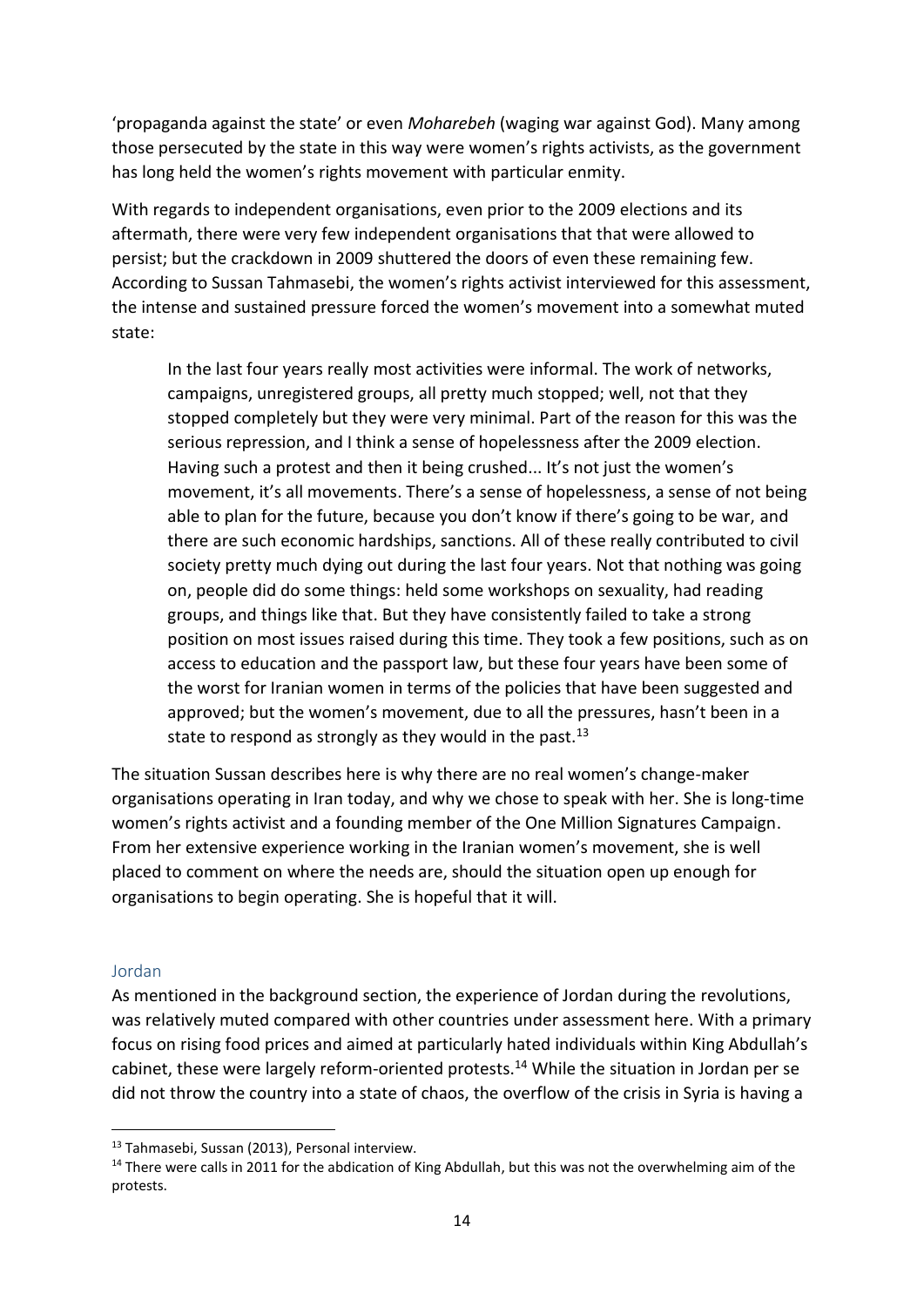'propaganda against the state' or even *Moharebeh* (waging war against God). Many among those persecuted by the state in this way were women's rights activists, as the government has long held the women's rights movement with particular enmity.

With regards to independent organisations, even prior to the 2009 elections and its aftermath, there were very few independent organisations that that were allowed to persist; but the crackdown in 2009 shuttered the doors of even these remaining few. According to Sussan Tahmasebi, the women's rights activist interviewed for this assessment, the intense and sustained pressure forced the women's movement into a somewhat muted state:

> In the last four years really most activities were informal. The work of networks, campaigns, unregistered groups, all pretty much stopped; well, not that they stopped completely but they were very minimal. Part of the reason for this was the serious repression, and I think a sense of hopelessness after the 2009 election. Having such a protest and then it being crushed... It's not just the women's movement, it's all movements. There's a sense of hopelessness, a sense of not being able to plan for the future, because you don't know if there's going to be war, and there are such economic hardships, sanctions. All of these really contributed to civil society pretty much dying out during the last four years. Not that nothing was going on, people did do some things: held some workshops on sexuality, had reading groups, and things like that. But they have consistently failed to take a strong position on most issues raised during this time. They took a few positions, such as on access to education and the passport law, but these four years have been some of the worst for Iranian women in terms of the policies that have been suggested and approved; but the women's movement, due to all the pressures, hasn't been in a state to respond as strongly as they would in the past.[13]

The situation Sussan describes here is why there are no real women's change-maker organisations operating in Iran today, and why we chose to speak with her. She is long-time women's rights activist and a founding member of the One Million Signatures Campaign. From her extensive experience working in the Iranian women's movement, she is well placed to comment on where the needs are, should the situation open up enough for organisations to begin operating. She is hopeful that it will.

### Jordan

As mentioned in the background section, the experience of Jordan during the revolutions, was relatively muted compared with other countries under assessment here. With a primary focus on rising food prices and aimed at particularly hated individuals within King Abdullah's cabinet, these were largely reform-oriented protests.[14] While the situation in Jordan per se did not throw the country into a state of chaos, the overflow of the crisis in Syria is having a

---

[13] Tahmasebi, Sussan (2013), Personal interview.

[14] There were calls in 2011 for the abdication of King Abdullah, but this was not the overwhelming aim of the protests.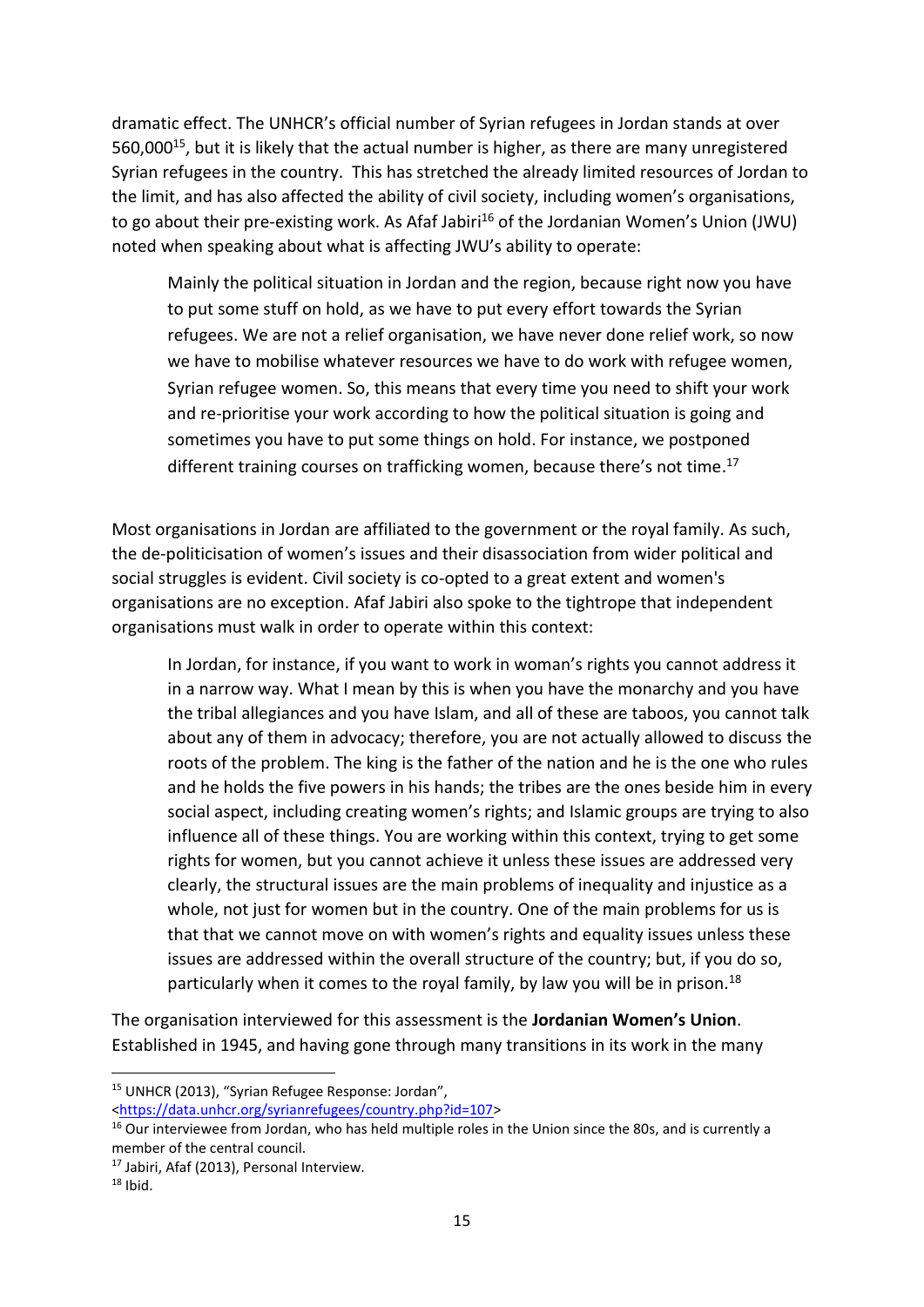dramatic effect. The UNHCR's official number of Syrian refugees in Jordan stands at over 560,000[15], but it is likely that the actual number is higher, as there are many unregistered Syrian refugees in the country. This has stretched the already limited resources of Jordan to the limit, and has also affected the ability of civil society, including women's organisations, to go about their pre-existing work. As Afaf Jabiri[16] of the Jordanian Women's Union (JWU) noted when speaking about what is affecting JWU's ability to operate:

> Mainly the political situation in Jordan and the region, because right now you have to put some stuff on hold, as we have to put every effort towards the Syrian refugees. We are not a relief organisation, we have never done relief work, so now we have to mobilise whatever resources we have to do work with refugee women, Syrian refugee women. So, this means that every time you need to shift your work and re-prioritise your work according to how the political situation is going and sometimes you have to put some things on hold. For instance, we postponed different training courses on trafficking women, because there's not time.[17]

Most organisations in Jordan are affiliated to the government or the royal family. As such, the de-politicisation of women's issues and their disassociation from wider political and social struggles is evident. Civil society is co-opted to a great extent and women's organisations are no exception. Afaf Jabiri also spoke to the tightrope that independent organisations must walk in order to operate within this context:

> In Jordan, for instance, if you want to work in woman's rights you cannot address it in a narrow way. What I mean by this is when you have the monarchy and you have the tribal allegiances and you have Islam, and all of these are taboos, you cannot talk about any of them in advocacy; therefore, you are not actually allowed to discuss the roots of the problem. The king is the father of the nation and he is the one who rules and he holds the five powers in his hands; the tribes are the ones beside him in every social aspect, including creating women's rights; and Islamic groups are trying to also influence all of these things. You are working within this context, trying to get some rights for women, but you cannot achieve it unless these issues are addressed very clearly, the structural issues are the main problems of inequality and injustice as a whole, not just for women but in the country. One of the main problems for us is that that we cannot move on with women's rights and equality issues unless these issues are addressed within the overall structure of the country; but, if you do so, particularly when it comes to the royal family, by law you will be in prison.[18]

The organisation interviewed for this assessment is the **Jordanian Women's Union**. Established in 1945, and having gone through many transitions in its work in the many

---

[15] UNHCR (2013), "Syrian Refugee Response: Jordan", <https://data.unhcr.org/syrianrefugees/country.php?id=107>

[16] Our interviewee from Jordan, who has held multiple roles in the Union since the 80s, and is currently a member of the central council.

[17] Jabiri, Afaf (2013), Personal Interview.

[18] Ibid.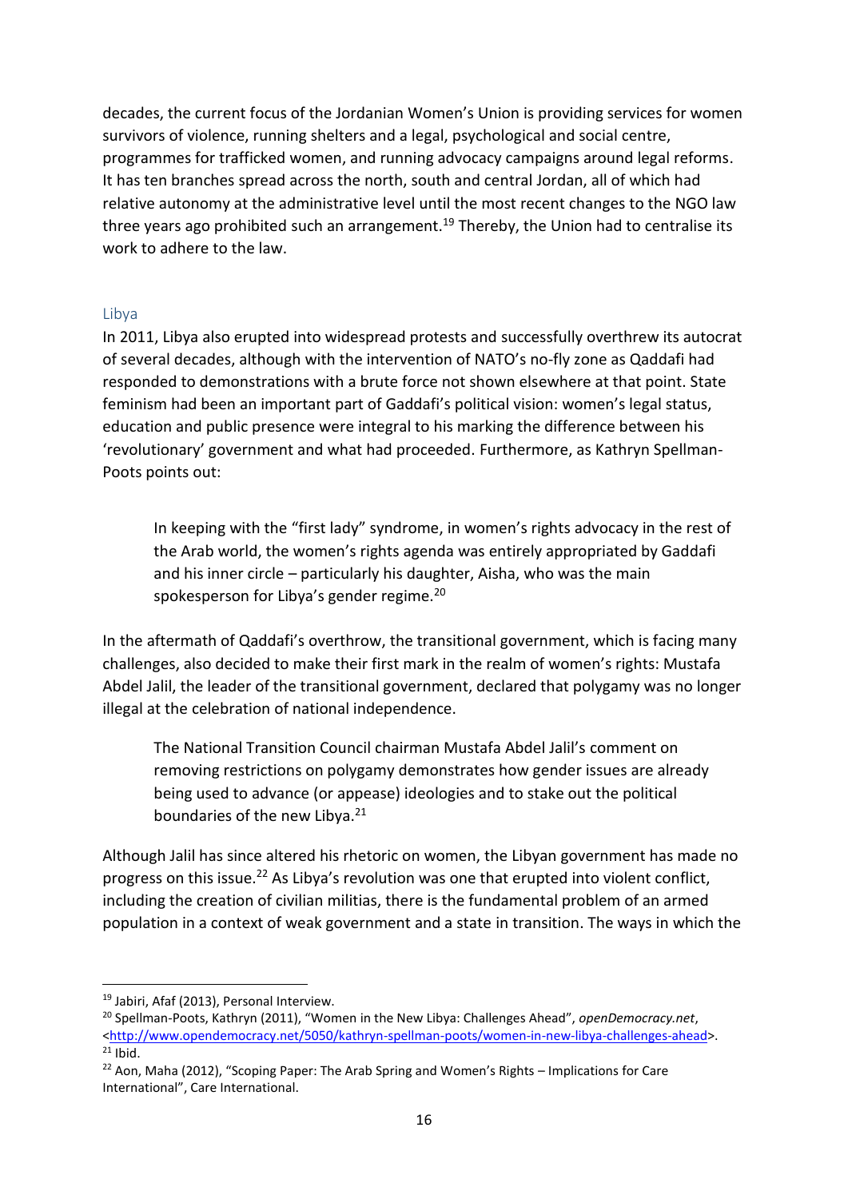decades, the current focus of the Jordanian Women's Union is providing services for women survivors of violence, running shelters and a legal, psychological and social centre, programmes for trafficked women, and running advocacy campaigns around legal reforms. It has ten branches spread across the north, south and central Jordan, all of which had relative autonomy at the administrative level until the most recent changes to the NGO law three years ago prohibited such an arrangement.[19] Thereby, the Union had to centralise its work to adhere to the law.

### Libya

In 2011, Libya also erupted into widespread protests and successfully overthrew its autocrat of several decades, although with the intervention of NATO's no-fly zone as Qaddafi had responded to demonstrations with a brute force not shown elsewhere at that point. State feminism had been an important part of Gaddafi's political vision: women's legal status, education and public presence were integral to his marking the difference between his 'revolutionary' government and what had proceeded. Furthermore, as Kathryn Spellman-Poots points out:

> In keeping with the "first lady" syndrome, in women's rights advocacy in the rest of the Arab world, the women's rights agenda was entirely appropriated by Gaddafi and his inner circle – particularly his daughter, Aisha, who was the main spokesperson for Libya's gender regime.[20]

In the aftermath of Qaddafi's overthrow, the transitional government, which is facing many challenges, also decided to make their first mark in the realm of women's rights: Mustafa Abdel Jalil, the leader of the transitional government, declared that polygamy was no longer illegal at the celebration of national independence.

> The National Transition Council chairman Mustafa Abdel Jalil's comment on removing restrictions on polygamy demonstrates how gender issues are already being used to advance (or appease) ideologies and to stake out the political boundaries of the new Libya.[21]

Although Jalil has since altered his rhetoric on women, the Libyan government has made no progress on this issue.[22] As Libya's revolution was one that erupted into violent conflict, including the creation of civilian militias, there is the fundamental problem of an armed population in a context of weak government and a state in transition. The ways in which the

---

[19] Jabiri, Afaf (2013), Personal Interview.

[20] Spellman-Poots, Kathryn (2011), "Women in the New Libya: Challenges Ahead", *openDemocracy.net*, <http://www.opendemocracy.net/5050/kathryn-spellman-poots/women-in-new-libya-challenges-ahead>.

[21] Ibid.

[22] Aon, Maha (2012), "Scoping Paper: The Arab Spring and Women's Rights – Implications for Care International", Care International.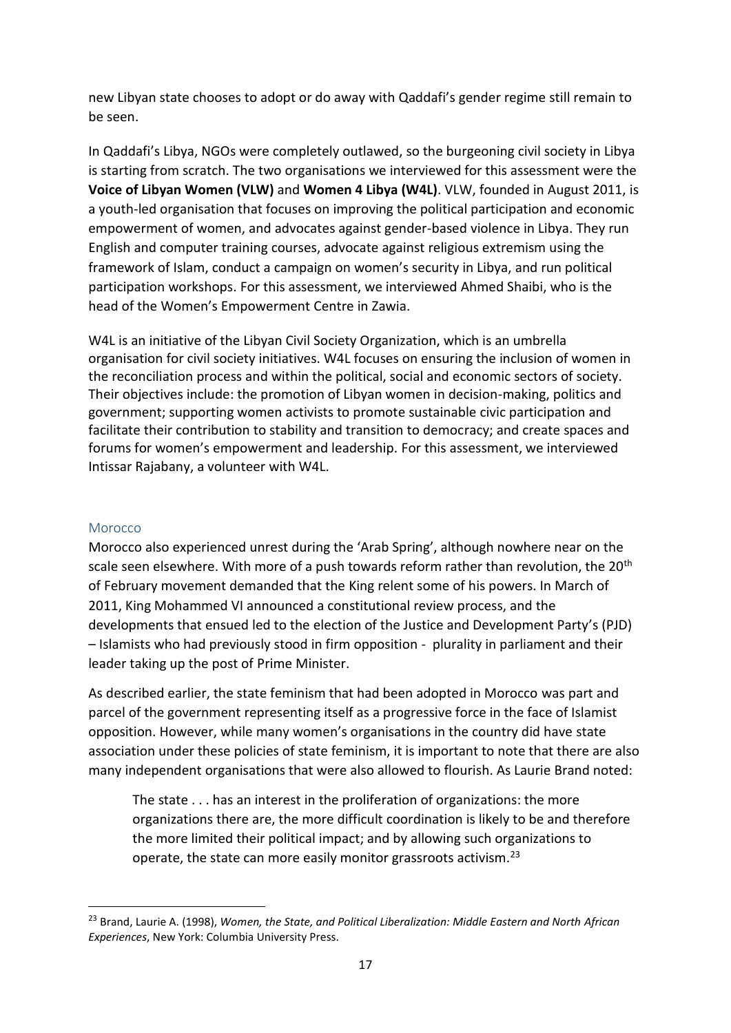new Libyan state chooses to adopt or do away with Qaddafi's gender regime still remain to be seen.

In Qaddafi's Libya, NGOs were completely outlawed, so the burgeoning civil society in Libya is starting from scratch. The two organisations we interviewed for this assessment were the **Voice of Libyan Women (VLW)** and **Women 4 Libya (W4L)**. VLW, founded in August 2011, is a youth-led organisation that focuses on improving the political participation and economic empowerment of women, and advocates against gender-based violence in Libya. They run English and computer training courses, advocate against religious extremism using the framework of Islam, conduct a campaign on women's security in Libya, and run political participation workshops. For this assessment, we interviewed Ahmed Shaibi, who is the head of the Women's Empowerment Centre in Zawia.

W4L is an initiative of the Libyan Civil Society Organization, which is an umbrella organisation for civil society initiatives. W4L focuses on ensuring the inclusion of women in the reconciliation process and within the political, social and economic sectors of society. Their objectives include: the promotion of Libyan women in decision-making, politics and government; supporting women activists to promote sustainable civic participation and facilitate their contribution to stability and transition to democracy; and create spaces and forums for women's empowerment and leadership. For this assessment, we interviewed Intissar Rajabany, a volunteer with W4L.

### Morocco

Morocco also experienced unrest during the 'Arab Spring', although nowhere near on the scale seen elsewhere. With more of a push towards reform rather than revolution, the 20th of February movement demanded that the King relent some of his powers. In March of 2011, King Mohammed VI announced a constitutional review process, and the developments that ensued led to the election of the Justice and Development Party's (PJD) – Islamists who had previously stood in firm opposition - plurality in parliament and their leader taking up the post of Prime Minister.

As described earlier, the state feminism that had been adopted in Morocco was part and parcel of the government representing itself as a progressive force in the face of Islamist opposition. However, while many women's organisations in the country did have state association under these policies of state feminism, it is important to note that there are also many independent organisations that were also allowed to flourish. As Laurie Brand noted:

> The state . . . has an interest in the proliferation of organizations: the more organizations there are, the more difficult coordination is likely to be and therefore the more limited their political impact; and by allowing such organizations to operate, the state can more easily monitor grassroots activism.[23]

---

[23] Brand, Laurie A. (1998), *Women, the State, and Political Liberalization: Middle Eastern and North African Experiences*, New York: Columbia University Press.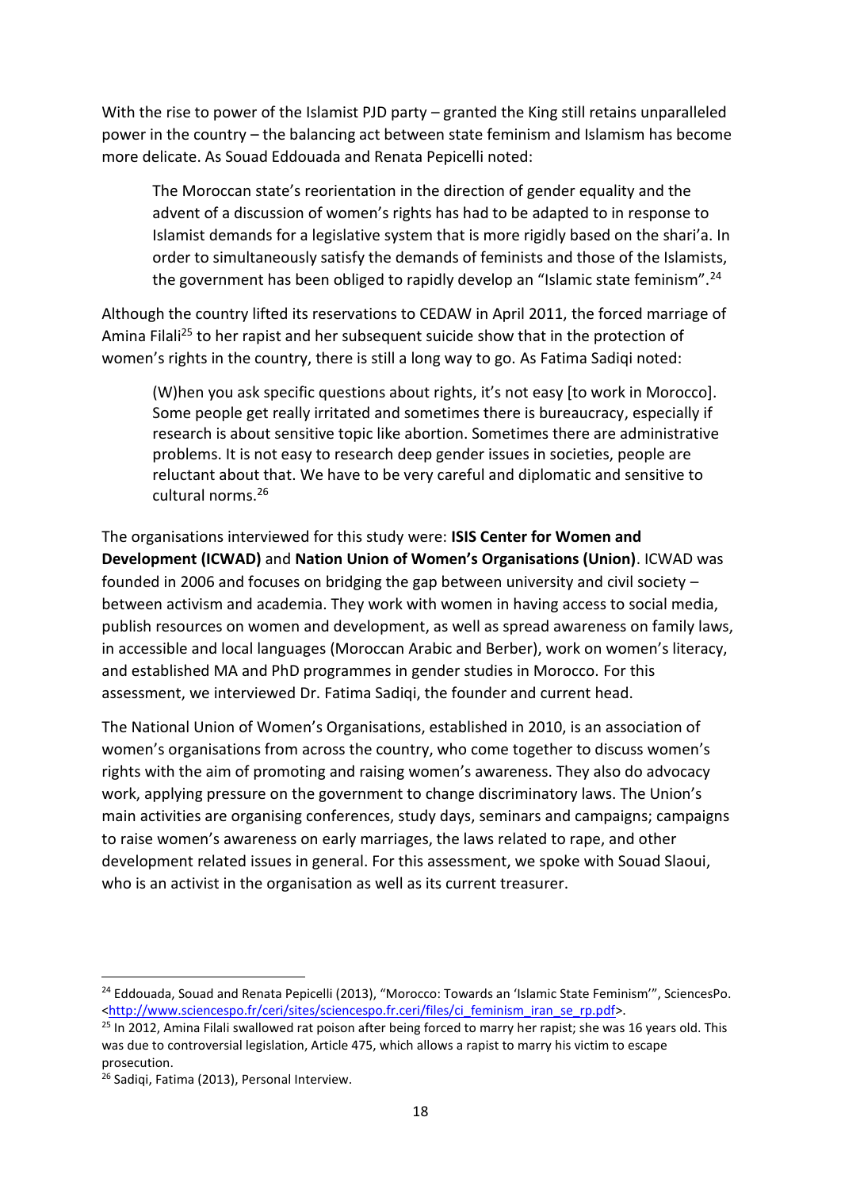With the rise to power of the Islamist PJD party – granted the King still retains unparalleled power in the country – the balancing act between state feminism and Islamism has become more delicate. As Souad Eddouada and Renata Pepicelli noted:

> The Moroccan state's reorientation in the direction of gender equality and the advent of a discussion of women's rights has had to be adapted to in response to Islamist demands for a legislative system that is more rigidly based on the shari'a. In order to simultaneously satisfy the demands of feminists and those of the Islamists, the government has been obliged to rapidly develop an "Islamic state feminism".[24]

Although the country lifted its reservations to CEDAW in April 2011, the forced marriage of Amina Filali[25] to her rapist and her subsequent suicide show that in the protection of women's rights in the country, there is still a long way to go. As Fatima Sadiqi noted:

> (W)hen you ask specific questions about rights, it's not easy [to work in Morocco]. Some people get really irritated and sometimes there is bureaucracy, especially if research is about sensitive topic like abortion. Sometimes there are administrative problems. It is not easy to research deep gender issues in societies, people are reluctant about that. We have to be very careful and diplomatic and sensitive to cultural norms.[26]

The organisations interviewed for this study were: **ISIS Center for Women and Development (ICWAD)** and **Nation Union of Women's Organisations (Union)**. ICWAD was founded in 2006 and focuses on bridging the gap between university and civil society – between activism and academia. They work with women in having access to social media, publish resources on women and development, as well as spread awareness on family laws, in accessible and local languages (Moroccan Arabic and Berber), work on women's literacy, and established MA and PhD programmes in gender studies in Morocco. For this assessment, we interviewed Dr. Fatima Sadiqi, the founder and current head.

The National Union of Women's Organisations, established in 2010, is an association of women's organisations from across the country, who come together to discuss women's rights with the aim of promoting and raising women's awareness. They also do advocacy work, applying pressure on the government to change discriminatory laws. The Union's main activities are organising conferences, study days, seminars and campaigns; campaigns to raise women's awareness on early marriages, the laws related to rape, and other development related issues in general. For this assessment, we spoke with Souad Slaoui, who is an activist in the organisation as well as its current treasurer.

---

[24] Eddouada, Souad and Renata Pepicelli (2013), "Morocco: Towards an 'Islamic State Feminism'", SciencesPo. <http://www.sciencespo.fr/ceri/sites/sciencespo.fr.ceri/files/ci_feminism_iran_se_rp.pdf>.

[25] In 2012, Amina Filali swallowed rat poison after being forced to marry her rapist; she was 16 years old. This was due to controversial legislation, Article 475, which allows a rapist to marry his victim to escape prosecution.

[26] Sadiqi, Fatima (2013), Personal Interview.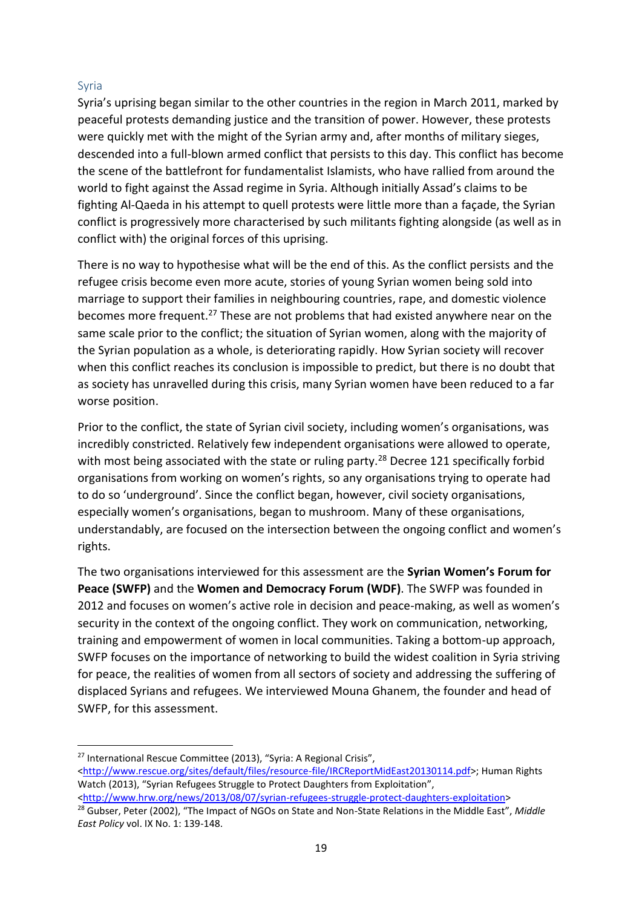### Syria

Syria's uprising began similar to the other countries in the region in March 2011, marked by peaceful protests demanding justice and the transition of power. However, these protests were quickly met with the might of the Syrian army and, after months of military sieges, descended into a full-blown armed conflict that persists to this day. This conflict has become the scene of the battlefront for fundamentalist Islamists, who have rallied from around the world to fight against the Assad regime in Syria. Although initially Assad's claims to be fighting Al-Qaeda in his attempt to quell protests were little more than a façade, the Syrian conflict is progressively more characterised by such militants fighting alongside (as well as in conflict with) the original forces of this uprising.

There is no way to hypothesise what will be the end of this. As the conflict persists and the refugee crisis become even more acute, stories of young Syrian women being sold into marriage to support their families in neighbouring countries, rape, and domestic violence becomes more frequent.[27] These are not problems that had existed anywhere near on the same scale prior to the conflict; the situation of Syrian women, along with the majority of the Syrian population as a whole, is deteriorating rapidly. How Syrian society will recover when this conflict reaches its conclusion is impossible to predict, but there is no doubt that as society has unravelled during this crisis, many Syrian women have been reduced to a far worse position.

Prior to the conflict, the state of Syrian civil society, including women's organisations, was incredibly constricted. Relatively few independent organisations were allowed to operate, with most being associated with the state or ruling party.[28] Decree 121 specifically forbid organisations from working on women's rights, so any organisations trying to operate had to do so 'underground'. Since the conflict began, however, civil society organisations, especially women's organisations, began to mushroom. Many of these organisations, understandably, are focused on the intersection between the ongoing conflict and women's rights.

The two organisations interviewed for this assessment are the **Syrian Women's Forum for Peace (SWFP)** and the **Women and Democracy Forum (WDF)**. The SWFP was founded in 2012 and focuses on women's active role in decision and peace-making, as well as women's security in the context of the ongoing conflict. They work on communication, networking, training and empowerment of women in local communities. Taking a bottom-up approach, SWFP focuses on the importance of networking to build the widest coalition in Syria striving for peace, the realities of women from all sectors of society and addressing the suffering of displaced Syrians and refugees. We interviewed Mouna Ghanem, the founder and head of SWFP, for this assessment.

---

[27] International Rescue Committee (2013), "Syria: A Regional Crisis", <http://www.rescue.org/sites/default/files/resource-file/IRCReportMidEast20130114.pdf>; Human Rights Watch (2013), "Syrian Refugees Struggle to Protect Daughters from Exploitation", <http://www.hrw.org/news/2013/08/07/syrian-refugees-struggle-protect-daughters-exploitation>

[28] Gubser, Peter (2002), "The Impact of NGOs on State and Non-State Relations in the Middle East", *Middle East Policy* vol. IX No. 1: 139-148.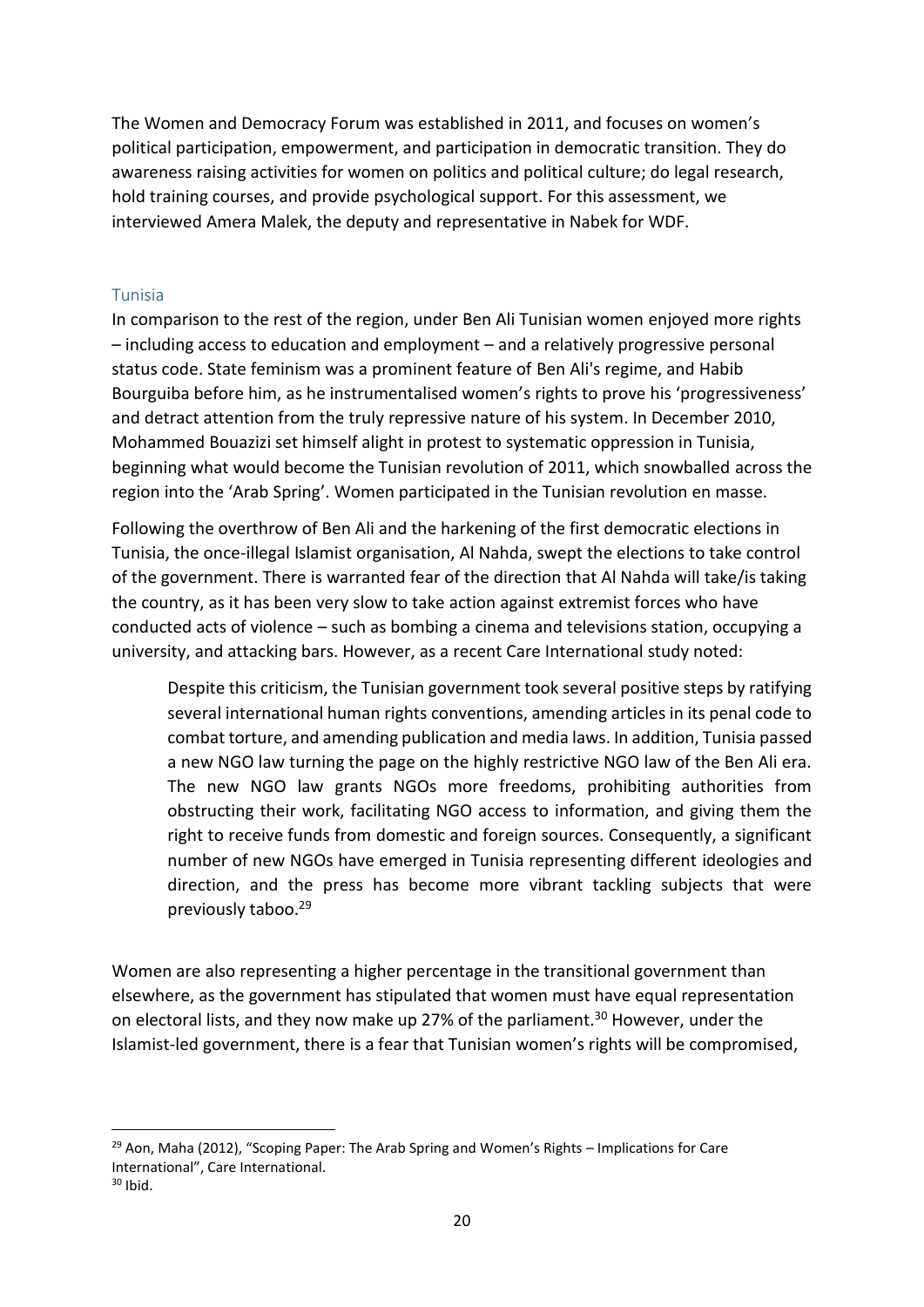The Women and Democracy Forum was established in 2011, and focuses on women's political participation, empowerment, and participation in democratic transition. They do awareness raising activities for women on politics and political culture; do legal research, hold training courses, and provide psychological support. For this assessment, we interviewed Amera Malek, the deputy and representative in Nabek for WDF.

### Tunisia

In comparison to the rest of the region, under Ben Ali Tunisian women enjoyed more rights – including access to education and employment – and a relatively progressive personal status code. State feminism was a prominent feature of Ben Ali's regime, and Habib Bourguiba before him, as he instrumentalised women's rights to prove his 'progressiveness' and detract attention from the truly repressive nature of his system. In December 2010, Mohammed Bouazizi set himself alight in protest to systematic oppression in Tunisia, beginning what would become the Tunisian revolution of 2011, which snowballed across the region into the 'Arab Spring'. Women participated in the Tunisian revolution en masse.

Following the overthrow of Ben Ali and the harkening of the first democratic elections in Tunisia, the once-illegal Islamist organisation, Al Nahda, swept the elections to take control of the government. There is warranted fear of the direction that Al Nahda will take/is taking the country, as it has been very slow to take action against extremist forces who have conducted acts of violence – such as bombing a cinema and televisions station, occupying a university, and attacking bars. However, as a recent Care International study noted:

> Despite this criticism, the Tunisian government took several positive steps by ratifying several international human rights conventions, amending articles in its penal code to combat torture, and amending publication and media laws. In addition, Tunisia passed a new NGO law turning the page on the highly restrictive NGO law of the Ben Ali era. The new NGO law grants NGOs more freedoms, prohibiting authorities from obstructing their work, facilitating NGO access to information, and giving them the right to receive funds from domestic and foreign sources. Consequently, a significant number of new NGOs have emerged in Tunisia representing different ideologies and direction, and the press has become more vibrant tackling subjects that were previously taboo.[29]

Women are also representing a higher percentage in the transitional government than elsewhere, as the government has stipulated that women must have equal representation on electoral lists, and they now make up 27% of the parliament.[30] However, under the Islamist-led government, there is a fear that Tunisian women's rights will be compromised,

---

[29] Aon, Maha (2012), "Scoping Paper: The Arab Spring and Women's Rights – Implications for Care International", Care International.

[30] Ibid.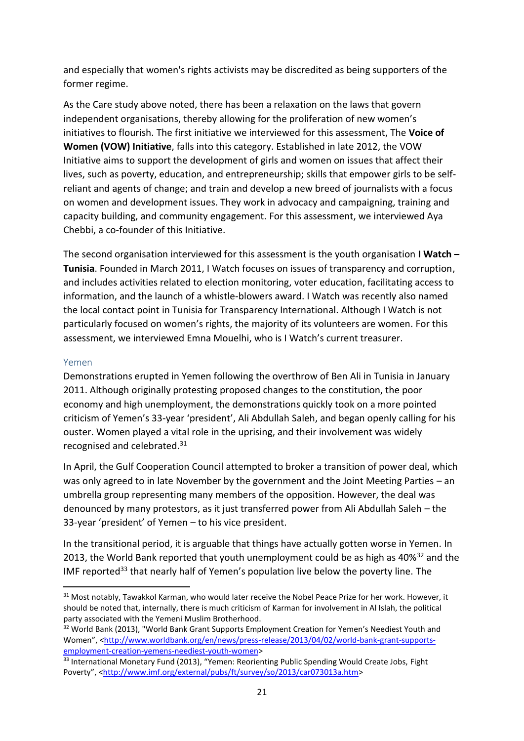and especially that women's rights activists may be discredited as being supporters of the former regime.

As the Care study above noted, there has been a relaxation on the laws that govern independent organisations, thereby allowing for the proliferation of new women's initiatives to flourish. The first initiative we interviewed for this assessment, The **Voice of Women (VOW) Initiative**, falls into this category. Established in late 2012, the VOW Initiative aims to support the development of girls and women on issues that affect their lives, such as poverty, education, and entrepreneurship; skills that empower girls to be self-reliant and agents of change; and train and develop a new breed of journalists with a focus on women and development issues. They work in advocacy and campaigning, training and capacity building, and community engagement. For this assessment, we interviewed Aya Chebbi, a co-founder of this Initiative.

The second organisation interviewed for this assessment is the youth organisation **I Watch – Tunisia**. Founded in March 2011, I Watch focuses on issues of transparency and corruption, and includes activities related to election monitoring, voter education, facilitating access to information, and the launch of a whistle-blowers award. I Watch was recently also named the local contact point in Tunisia for Transparency International. Although I Watch is not particularly focused on women's rights, the majority of its volunteers are women. For this assessment, we interviewed Emna Mouelhi, who is I Watch's current treasurer.

### Yemen

Demonstrations erupted in Yemen following the overthrow of Ben Ali in Tunisia in January 2011. Although originally protesting proposed changes to the constitution, the poor economy and high unemployment, the demonstrations quickly took on a more pointed criticism of Yemen's 33-year 'president', Ali Abdullah Saleh, and began openly calling for his ouster. Women played a vital role in the uprising, and their involvement was widely recognised and celebrated.[31]

In April, the Gulf Cooperation Council attempted to broker a transition of power deal, which was only agreed to in late November by the government and the Joint Meeting Parties – an umbrella group representing many members of the opposition. However, the deal was denounced by many protestors, as it just transferred power from Ali Abdullah Saleh – the 33-year 'president' of Yemen – to his vice president.

In the transitional period, it is arguable that things have actually gotten worse in Yemen. In 2013, the World Bank reported that youth unemployment could be as high as 40%[32] and the IMF reported[33] that nearly half of Yemen's population live below the poverty line. The

---

[31] Most notably, Tawakkol Karman, who would later receive the Nobel Peace Prize for her work. However, it should be noted that, internally, there is much criticism of Karman for involvement in Al Islah, the political party associated with the Yemeni Muslim Brotherhood.

[32] World Bank (2013), "World Bank Grant Supports Employment Creation for Yemen's Neediest Youth and Women", <http://www.worldbank.org/en/news/press-release/2013/04/02/world-bank-grant-supports-employment-creation-yemens-neediest-youth-women>

[33] International Monetary Fund (2013), "Yemen: Reorienting Public Spending Would Create Jobs, Fight Poverty", <http://www.imf.org/external/pubs/ft/survey/so/2013/car073013a.htm>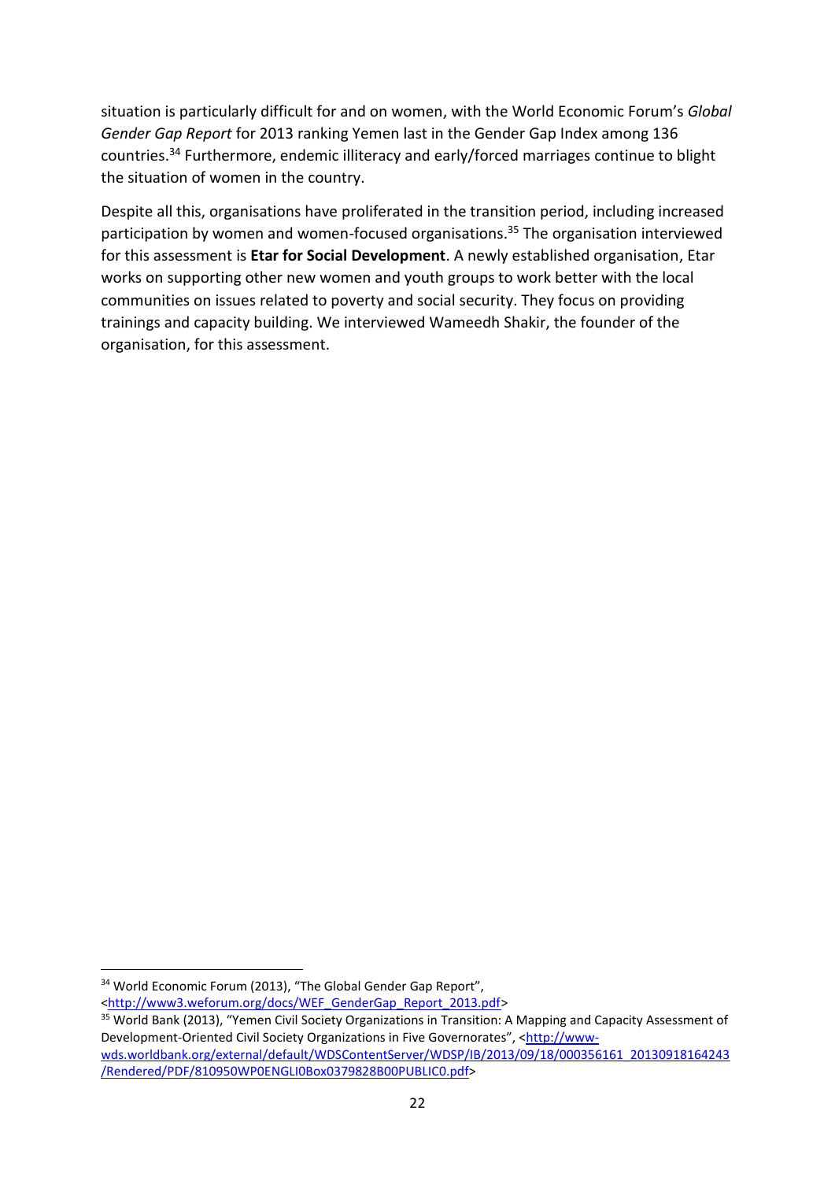situation is particularly difficult for and on women, with the World Economic Forum's *Global Gender Gap Report* for 2013 ranking Yemen last in the Gender Gap Index among 136 countries.[34] Furthermore, endemic illiteracy and early/forced marriages continue to blight the situation of women in the country.

Despite all this, organisations have proliferated in the transition period, including increased participation by women and women-focused organisations.[35] The organisation interviewed for this assessment is **Etar for Social Development**. A newly established organisation, Etar works on supporting other new women and youth groups to work better with the local communities on issues related to poverty and social security. They focus on providing trainings and capacity building. We interviewed Wameedh Shakir, the founder of the organisation, for this assessment.

---

[34] World Economic Forum (2013), "The Global Gender Gap Report", <http://www3.weforum.org/docs/WEF_GenderGap_Report_2013.pdf>

[35] World Bank (2013), "Yemen Civil Society Organizations in Transition: A Mapping and Capacity Assessment of Development-Oriented Civil Society Organizations in Five Governorates", <http://www-wds.worldbank.org/external/default/WDSContentServer/WDSP/IB/2013/09/18/000356161_20130918164243/Rendered/PDF/810950WP0ENGLI0Box0379828B00PUBLIC0.pdf>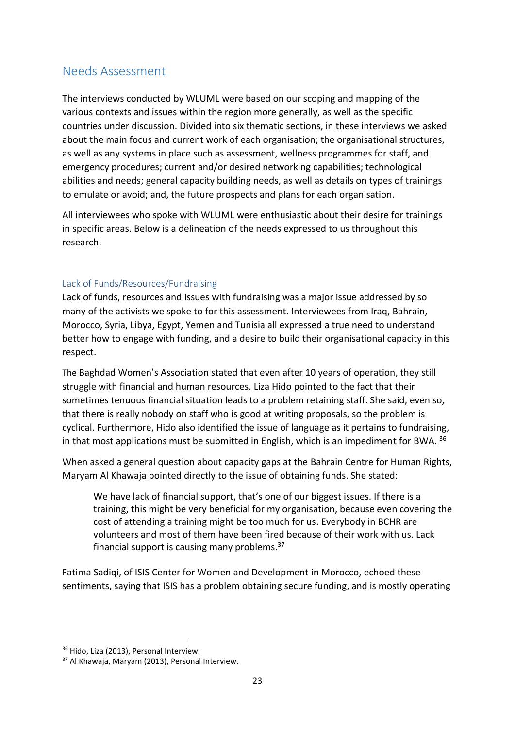## Needs Assessment

The interviews conducted by WLUML were based on our scoping and mapping of the various contexts and issues within the region more generally, as well as the specific countries under discussion. Divided into six thematic sections, in these interviews we asked about the main focus and current work of each organisation; the organisational structures, as well as any systems in place such as assessment, wellness programmes for staff, and emergency procedures; current and/or desired networking capabilities; technological abilities and needs; general capacity building needs, as well as details on types of trainings to emulate or avoid; and, the future prospects and plans for each organisation.

All interviewees who spoke with WLUML were enthusiastic about their desire for trainings in specific areas. Below is a delineation of the needs expressed to us throughout this research.

### Lack of Funds/Resources/Fundraising

Lack of funds, resources and issues with fundraising was a major issue addressed by so many of the activists we spoke to for this assessment. Interviewees from Iraq, Bahrain, Morocco, Syria, Libya, Egypt, Yemen and Tunisia all expressed a true need to understand better how to engage with funding, and a desire to build their organisational capacity in this respect.

The Baghdad Women's Association stated that even after 10 years of operation, they still struggle with financial and human resources. Liza Hido pointed to the fact that their sometimes tenuous financial situation leads to a problem retaining staff. She said, even so, that there is really nobody on staff who is good at writing proposals, so the problem is cyclical. Furthermore, Hido also identified the issue of language as it pertains to fundraising, in that most applications must be submitted in English, which is an impediment for BWA. [36]

When asked a general question about capacity gaps at the Bahrain Centre for Human Rights, Maryam Al Khawaja pointed directly to the issue of obtaining funds. She stated:

> We have lack of financial support, that's one of our biggest issues. If there is a training, this might be very beneficial for my organisation, because even covering the cost of attending a training might be too much for us. Everybody in BCHR are volunteers and most of them have been fired because of their work with us. Lack financial support is causing many problems.[37]

Fatima Sadiqi, of ISIS Center for Women and Development in Morocco, echoed these sentiments, saying that ISIS has a problem obtaining secure funding, and is mostly operating

---

[36] Hido, Liza (2013), Personal Interview.

[37] Al Khawaja, Maryam (2013), Personal Interview.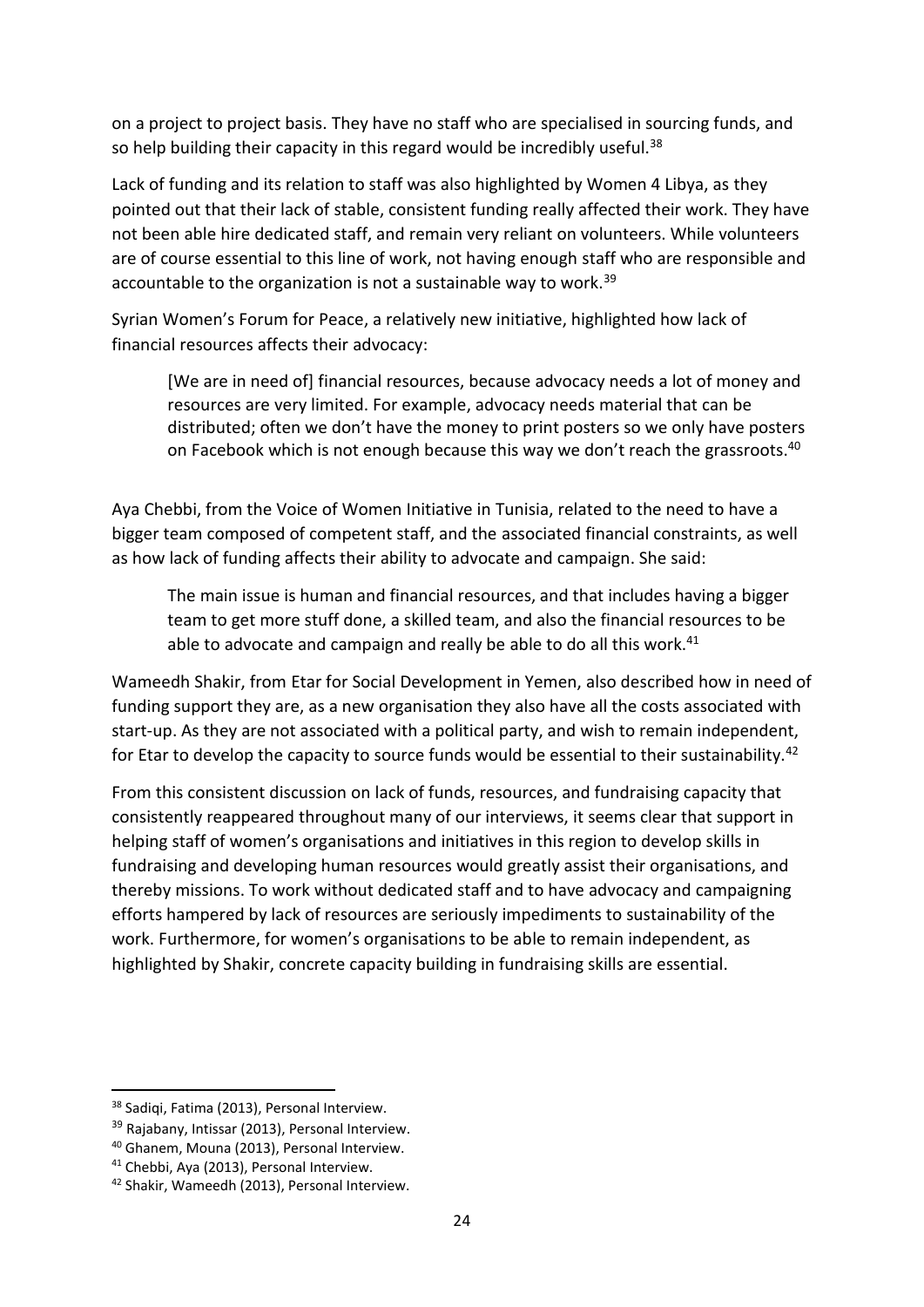on a project to project basis. They have no staff who are specialised in sourcing funds, and so help building their capacity in this regard would be incredibly useful.[38]

Lack of funding and its relation to staff was also highlighted by Women 4 Libya, as they pointed out that their lack of stable, consistent funding really affected their work. They have not been able hire dedicated staff, and remain very reliant on volunteers. While volunteers are of course essential to this line of work, not having enough staff who are responsible and accountable to the organization is not a sustainable way to work.[39]

Syrian Women's Forum for Peace, a relatively new initiative, highlighted how lack of financial resources affects their advocacy:

> [We are in need of] financial resources, because advocacy needs a lot of money and resources are very limited. For example, advocacy needs material that can be distributed; often we don't have the money to print posters so we only have posters on Facebook which is not enough because this way we don't reach the grassroots.[40]

Aya Chebbi, from the Voice of Women Initiative in Tunisia, related to the need to have a bigger team composed of competent staff, and the associated financial constraints, as well as how lack of funding affects their ability to advocate and campaign. She said:

> The main issue is human and financial resources, and that includes having a bigger team to get more stuff done, a skilled team, and also the financial resources to be able to advocate and campaign and really be able to do all this work.[41]

Wameedh Shakir, from Etar for Social Development in Yemen, also described how in need of funding support they are, as a new organisation they also have all the costs associated with start-up. As they are not associated with a political party, and wish to remain independent, for Etar to develop the capacity to source funds would be essential to their sustainability.[42]

From this consistent discussion on lack of funds, resources, and fundraising capacity that consistently reappeared throughout many of our interviews, it seems clear that support in helping staff of women's organisations and initiatives in this region to develop skills in fundraising and developing human resources would greatly assist their organisations, and thereby missions. To work without dedicated staff and to have advocacy and campaigning efforts hampered by lack of resources are seriously impediments to sustainability of the work. Furthermore, for women's organisations to be able to remain independent, as highlighted by Shakir, concrete capacity building in fundraising skills are essential.

[38] Sadiqi, Fatima (2013), Personal Interview.

[39] Rajabany, Intissar (2013), Personal Interview.

[40] Ghanem, Mouna (2013), Personal Interview.

[41] Chebbi, Aya (2013), Personal Interview.

[42] Shakir, Wameedh (2013), Personal Interview.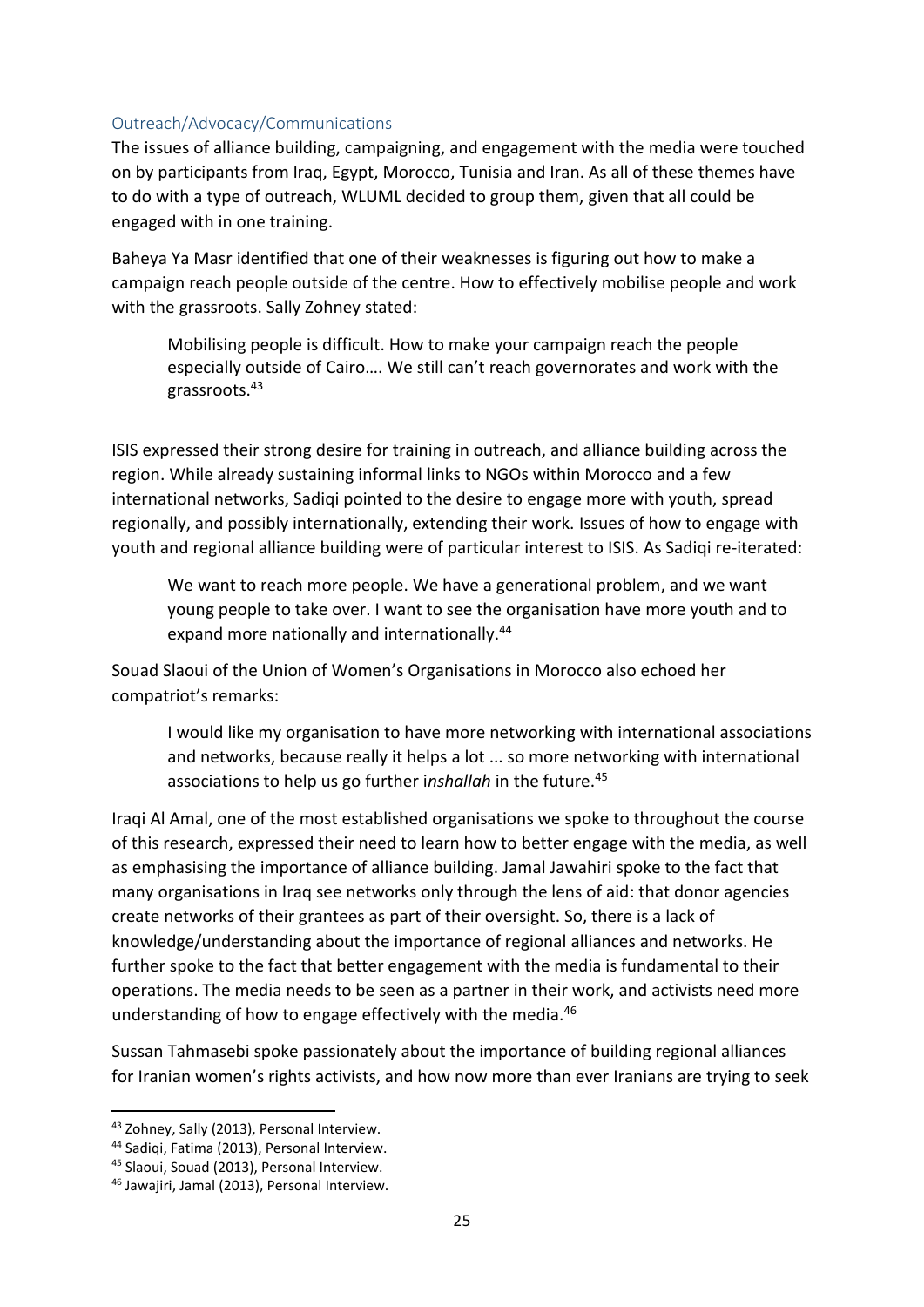### Outreach/Advocacy/Communications

The issues of alliance building, campaigning, and engagement with the media were touched on by participants from Iraq, Egypt, Morocco, Tunisia and Iran. As all of these themes have to do with a type of outreach, WLUML decided to group them, given that all could be engaged with in one training.

Baheya Ya Masr identified that one of their weaknesses is figuring out how to make a campaign reach people outside of the centre. How to effectively mobilise people and work with the grassroots. Sally Zohney stated:

> Mobilising people is difficult. How to make your campaign reach the people especially outside of Cairo…. We still can't reach governorates and work with the grassroots.[43]

ISIS expressed their strong desire for training in outreach, and alliance building across the region. While already sustaining informal links to NGOs within Morocco and a few international networks, Sadiqi pointed to the desire to engage more with youth, spread regionally, and possibly internationally, extending their work. Issues of how to engage with youth and regional alliance building were of particular interest to ISIS. As Sadiqi re-iterated:

> We want to reach more people. We have a generational problem, and we want young people to take over. I want to see the organisation have more youth and to expand more nationally and internationally.[44]

Souad Slaoui of the Union of Women's Organisations in Morocco also echoed her compatriot's remarks:

> I would like my organisation to have more networking with international associations and networks, because really it helps a lot ... so more networking with international associations to help us go further i*nshallah* in the future.[45]

Iraqi Al Amal, one of the most established organisations we spoke to throughout the course of this research, expressed their need to learn how to better engage with the media, as well as emphasising the importance of alliance building. Jamal Jawahiri spoke to the fact that many organisations in Iraq see networks only through the lens of aid: that donor agencies create networks of their grantees as part of their oversight. So, there is a lack of knowledge/understanding about the importance of regional alliances and networks. He further spoke to the fact that better engagement with the media is fundamental to their operations. The media needs to be seen as a partner in their work, and activists need more understanding of how to engage effectively with the media.[46]

Sussan Tahmasebi spoke passionately about the importance of building regional alliances for Iranian women's rights activists, and how now more than ever Iranians are trying to seek

---

[43] Zohney, Sally (2013), Personal Interview.

[44] Sadiqi, Fatima (2013), Personal Interview.

[45] Slaoui, Souad (2013), Personal Interview.

[46] Jawajiri, Jamal (2013), Personal Interview.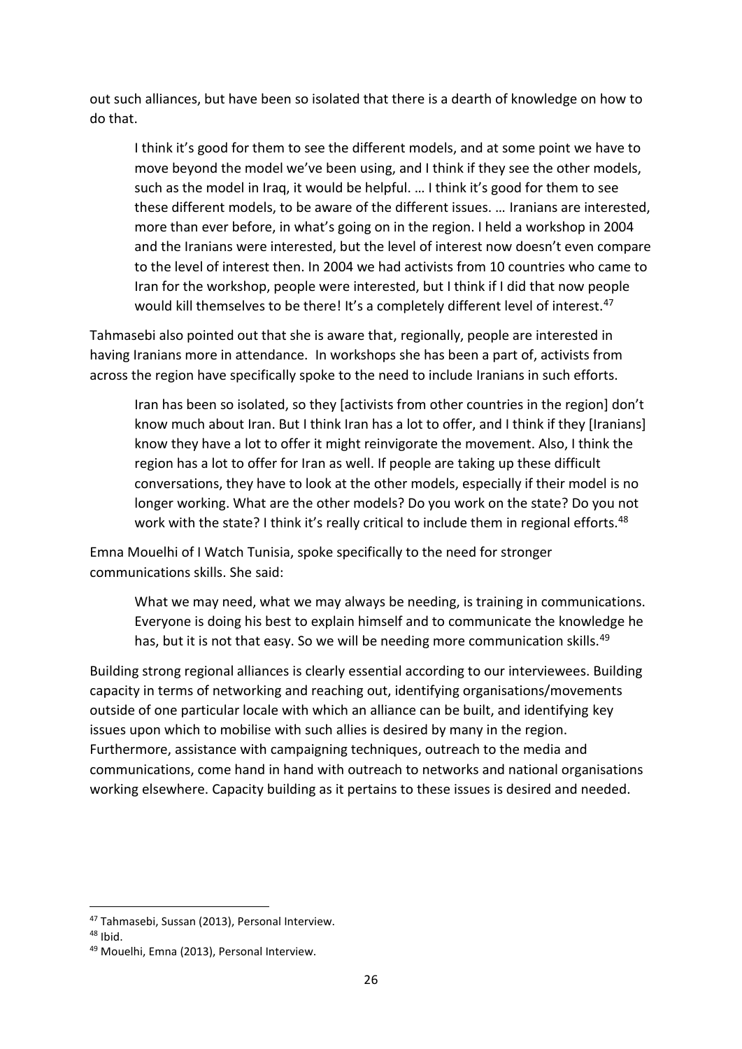out such alliances, but have been so isolated that there is a dearth of knowledge on how to do that.

> I think it's good for them to see the different models, and at some point we have to move beyond the model we've been using, and I think if they see the other models, such as the model in Iraq, it would be helpful. … I think it's good for them to see these different models, to be aware of the different issues. … Iranians are interested, more than ever before, in what's going on in the region. I held a workshop in 2004 and the Iranians were interested, but the level of interest now doesn't even compare to the level of interest then. In 2004 we had activists from 10 countries who came to Iran for the workshop, people were interested, but I think if I did that now people would kill themselves to be there! It's a completely different level of interest.[47]

Tahmasebi also pointed out that she is aware that, regionally, people are interested in having Iranians more in attendance. In workshops she has been a part of, activists from across the region have specifically spoke to the need to include Iranians in such efforts.

> Iran has been so isolated, so they [activists from other countries in the region] don't know much about Iran. But I think Iran has a lot to offer, and I think if they [Iranians] know they have a lot to offer it might reinvigorate the movement. Also, I think the region has a lot to offer for Iran as well. If people are taking up these difficult conversations, they have to look at the other models, especially if their model is no longer working. What are the other models? Do you work on the state? Do you not work with the state? I think it's really critical to include them in regional efforts.[48]

Emna Mouelhi of I Watch Tunisia, spoke specifically to the need for stronger communications skills. She said:

> What we may need, what we may always be needing, is training in communications. Everyone is doing his best to explain himself and to communicate the knowledge he has, but it is not that easy. So we will be needing more communication skills.[49]

Building strong regional alliances is clearly essential according to our interviewees. Building capacity in terms of networking and reaching out, identifying organisations/movements outside of one particular locale with which an alliance can be built, and identifying key issues upon which to mobilise with such allies is desired by many in the region. Furthermore, assistance with campaigning techniques, outreach to the media and communications, come hand in hand with outreach to networks and national organisations working elsewhere. Capacity building as it pertains to these issues is desired and needed.

---

[47] Tahmasebi, Sussan (2013), Personal Interview.

[48] Ibid.

[49] Mouelhi, Emna (2013), Personal Interview.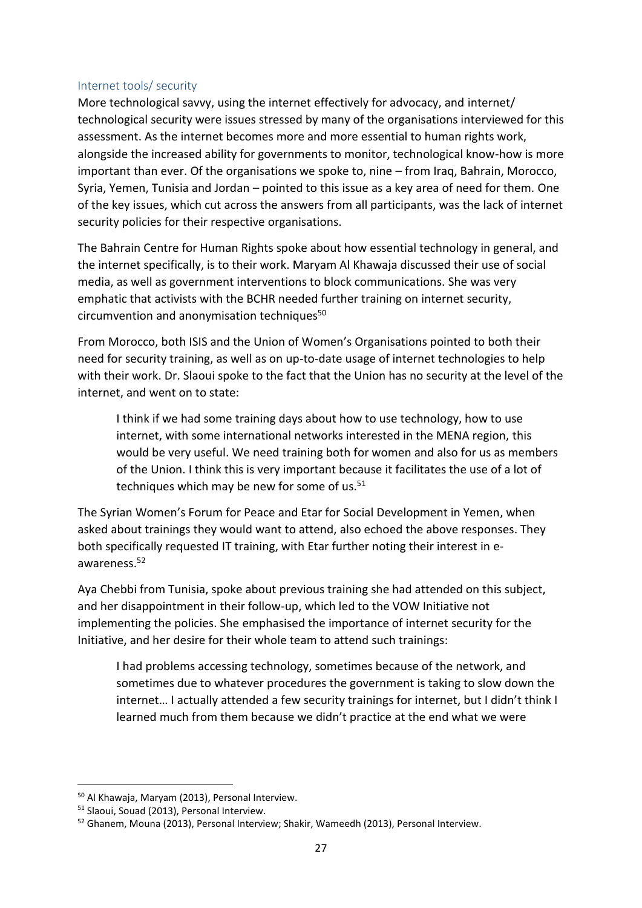### Internet tools/ security

More technological savvy, using the internet effectively for advocacy, and internet/ technological security were issues stressed by many of the organisations interviewed for this assessment. As the internet becomes more and more essential to human rights work, alongside the increased ability for governments to monitor, technological know-how is more important than ever. Of the organisations we spoke to, nine – from Iraq, Bahrain, Morocco, Syria, Yemen, Tunisia and Jordan – pointed to this issue as a key area of need for them. One of the key issues, which cut across the answers from all participants, was the lack of internet security policies for their respective organisations.

The Bahrain Centre for Human Rights spoke about how essential technology in general, and the internet specifically, is to their work. Maryam Al Khawaja discussed their use of social media, as well as government interventions to block communications. She was very emphatic that activists with the BCHR needed further training on internet security, circumvention and anonymisation techniques[50]

From Morocco, both ISIS and the Union of Women's Organisations pointed to both their need for security training, as well as on up-to-date usage of internet technologies to help with their work. Dr. Slaoui spoke to the fact that the Union has no security at the level of the internet, and went on to state:

> I think if we had some training days about how to use technology, how to use internet, with some international networks interested in the MENA region, this would be very useful. We need training both for women and also for us as members of the Union. I think this is very important because it facilitates the use of a lot of techniques which may be new for some of us.[51]

The Syrian Women's Forum for Peace and Etar for Social Development in Yemen, when asked about trainings they would want to attend, also echoed the above responses. They both specifically requested IT training, with Etar further noting their interest in e-awareness.[52]

Aya Chebbi from Tunisia, spoke about previous training she had attended on this subject, and her disappointment in their follow-up, which led to the VOW Initiative not implementing the policies. She emphasised the importance of internet security for the Initiative, and her desire for their whole team to attend such trainings:

> I had problems accessing technology, sometimes because of the network, and sometimes due to whatever procedures the government is taking to slow down the internet… I actually attended a few security trainings for internet, but I didn't think I learned much from them because we didn't practice at the end what we were

---

[50] Al Khawaja, Maryam (2013), Personal Interview.

[51] Slaoui, Souad (2013), Personal Interview.

[52] Ghanem, Mouna (2013), Personal Interview; Shakir, Wameedh (2013), Personal Interview.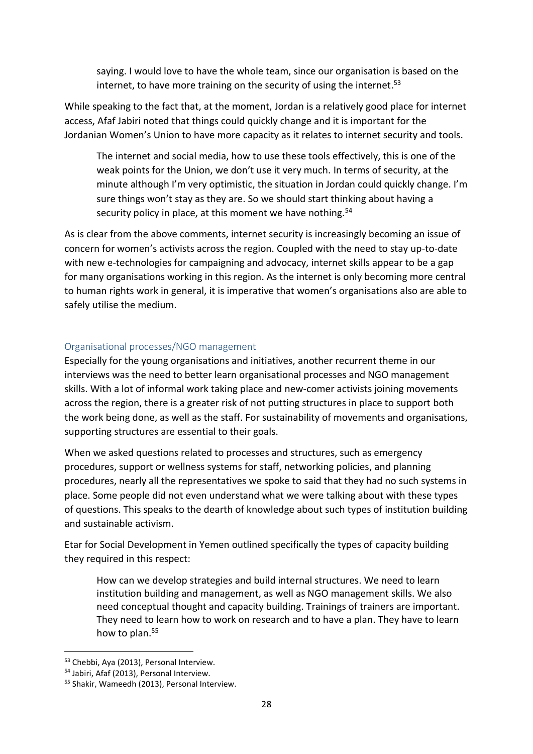> saying. I would love to have the whole team, since our organisation is based on the internet, to have more training on the security of using the internet.[53]

While speaking to the fact that, at the moment, Jordan is a relatively good place for internet access, Afaf Jabiri noted that things could quickly change and it is important for the Jordanian Women's Union to have more capacity as it relates to internet security and tools.

> The internet and social media, how to use these tools effectively, this is one of the weak points for the Union, we don't use it very much. In terms of security, at the minute although I'm very optimistic, the situation in Jordan could quickly change. I'm sure things won't stay as they are. So we should start thinking about having a security policy in place, at this moment we have nothing.[54]

As is clear from the above comments, internet security is increasingly becoming an issue of concern for women's activists across the region. Coupled with the need to stay up-to-date with new e-technologies for campaigning and advocacy, internet skills appear to be a gap for many organisations working in this region. As the internet is only becoming more central to human rights work in general, it is imperative that women's organisations also are able to safely utilise the medium.

### Organisational processes/NGO management

Especially for the young organisations and initiatives, another recurrent theme in our interviews was the need to better learn organisational processes and NGO management skills. With a lot of informal work taking place and new-comer activists joining movements across the region, there is a greater risk of not putting structures in place to support both the work being done, as well as the staff. For sustainability of movements and organisations, supporting structures are essential to their goals.

When we asked questions related to processes and structures, such as emergency procedures, support or wellness systems for staff, networking policies, and planning procedures, nearly all the representatives we spoke to said that they had no such systems in place. Some people did not even understand what we were talking about with these types of questions. This speaks to the dearth of knowledge about such types of institution building and sustainable activism.

Etar for Social Development in Yemen outlined specifically the types of capacity building they required in this respect:

> How can we develop strategies and build internal structures. We need to learn institution building and management, as well as NGO management skills. We also need conceptual thought and capacity building. Trainings of trainers are important. They need to learn how to work on research and to have a plan. They have to learn how to plan.[55]

---

[53] Chebbi, Aya (2013), Personal Interview.

[54] Jabiri, Afaf (2013), Personal Interview.

[55] Shakir, Wameedh (2013), Personal Interview.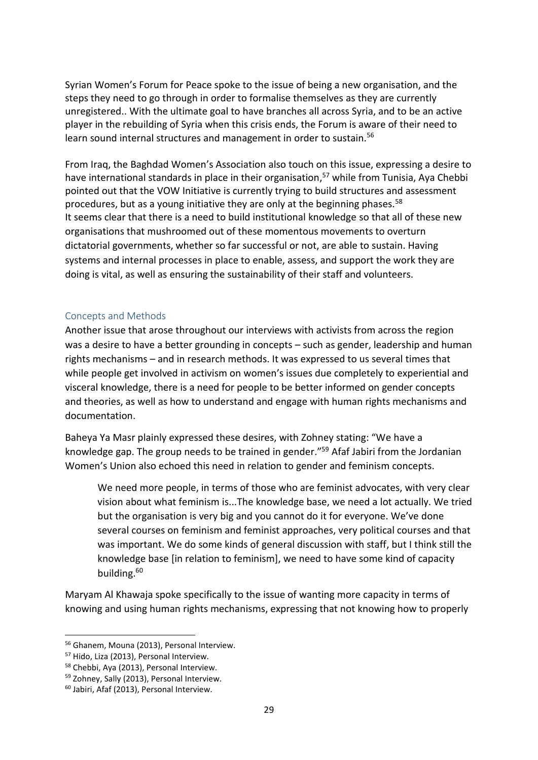Syrian Women's Forum for Peace spoke to the issue of being a new organisation, and the steps they need to go through in order to formalise themselves as they are currently unregistered.. With the ultimate goal to have branches all across Syria, and to be an active player in the rebuilding of Syria when this crisis ends, the Forum is aware of their need to learn sound internal structures and management in order to sustain.[56]

From Iraq, the Baghdad Women's Association also touch on this issue, expressing a desire to have international standards in place in their organisation,[57] while from Tunisia, Aya Chebbi pointed out that the VOW Initiative is currently trying to build structures and assessment procedures, but as a young initiative they are only at the beginning phases.[58] It seems clear that there is a need to build institutional knowledge so that all of these new organisations that mushroomed out of these momentous movements to overturn dictatorial governments, whether so far successful or not, are able to sustain. Having systems and internal processes in place to enable, assess, and support the work they are doing is vital, as well as ensuring the sustainability of their staff and volunteers.

### Concepts and Methods

Another issue that arose throughout our interviews with activists from across the region was a desire to have a better grounding in concepts – such as gender, leadership and human rights mechanisms – and in research methods. It was expressed to us several times that while people get involved in activism on women's issues due completely to experiential and visceral knowledge, there is a need for people to be better informed on gender concepts and theories, as well as how to understand and engage with human rights mechanisms and documentation.

Baheya Ya Masr plainly expressed these desires, with Zohney stating: "We have a knowledge gap. The group needs to be trained in gender."[59] Afaf Jabiri from the Jordanian Women's Union also echoed this need in relation to gender and feminism concepts.

> We need more people, in terms of those who are feminist advocates, with very clear vision about what feminism is...The knowledge base, we need a lot actually. We tried but the organisation is very big and you cannot do it for everyone. We've done several courses on feminism and feminist approaches, very political courses and that was important. We do some kinds of general discussion with staff, but I think still the knowledge base [in relation to feminism], we need to have some kind of capacity building.[60]

Maryam Al Khawaja spoke specifically to the issue of wanting more capacity in terms of knowing and using human rights mechanisms, expressing that not knowing how to properly

---

[56] Ghanem, Mouna (2013), Personal Interview.

[57] Hido, Liza (2013), Personal Interview.

[58] Chebbi, Aya (2013), Personal Interview.

[59] Zohney, Sally (2013), Personal Interview.

[60] Jabiri, Afaf (2013), Personal Interview.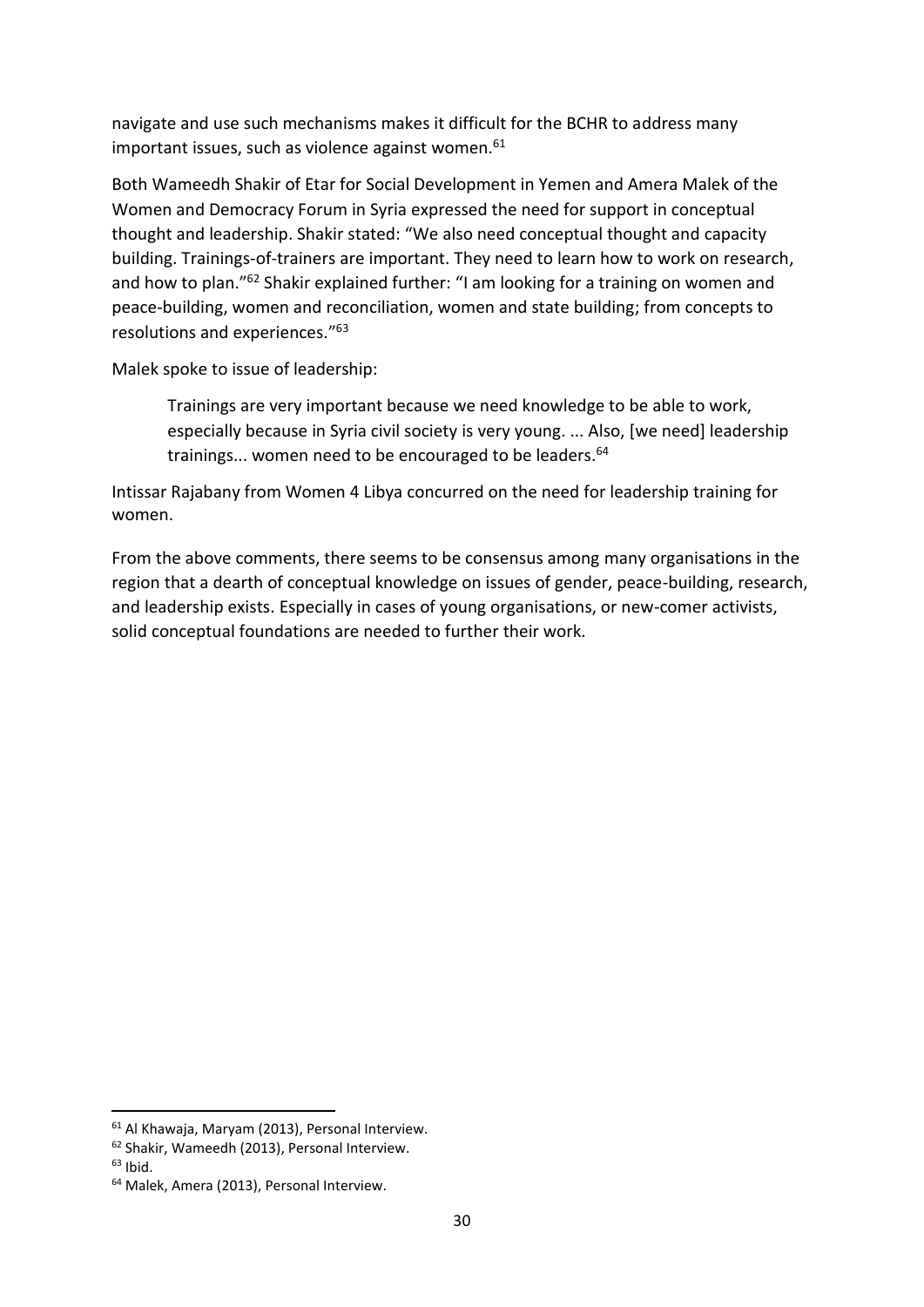navigate and use such mechanisms makes it difficult for the BCHR to address many important issues, such as violence against women.[61]

Both Wameedh Shakir of Etar for Social Development in Yemen and Amera Malek of the Women and Democracy Forum in Syria expressed the need for support in conceptual thought and leadership. Shakir stated: "We also need conceptual thought and capacity building. Trainings-of-trainers are important. They need to learn how to work on research, and how to plan."[62] Shakir explained further: "I am looking for a training on women and peace-building, women and reconciliation, women and state building; from concepts to resolutions and experiences."[63]

Malek spoke to issue of leadership:

> Trainings are very important because we need knowledge to be able to work, especially because in Syria civil society is very young. ... Also, [we need] leadership trainings... women need to be encouraged to be leaders.[64]

Intissar Rajabany from Women 4 Libya concurred on the need for leadership training for women.

From the above comments, there seems to be consensus among many organisations in the region that a dearth of conceptual knowledge on issues of gender, peace-building, research, and leadership exists. Especially in cases of young organisations, or new-comer activists, solid conceptual foundations are needed to further their work.

---

[61] Al Khawaja, Maryam (2013), Personal Interview.

[62] Shakir, Wameedh (2013), Personal Interview.

[63] Ibid.

[64] Malek, Amera (2013), Personal Interview.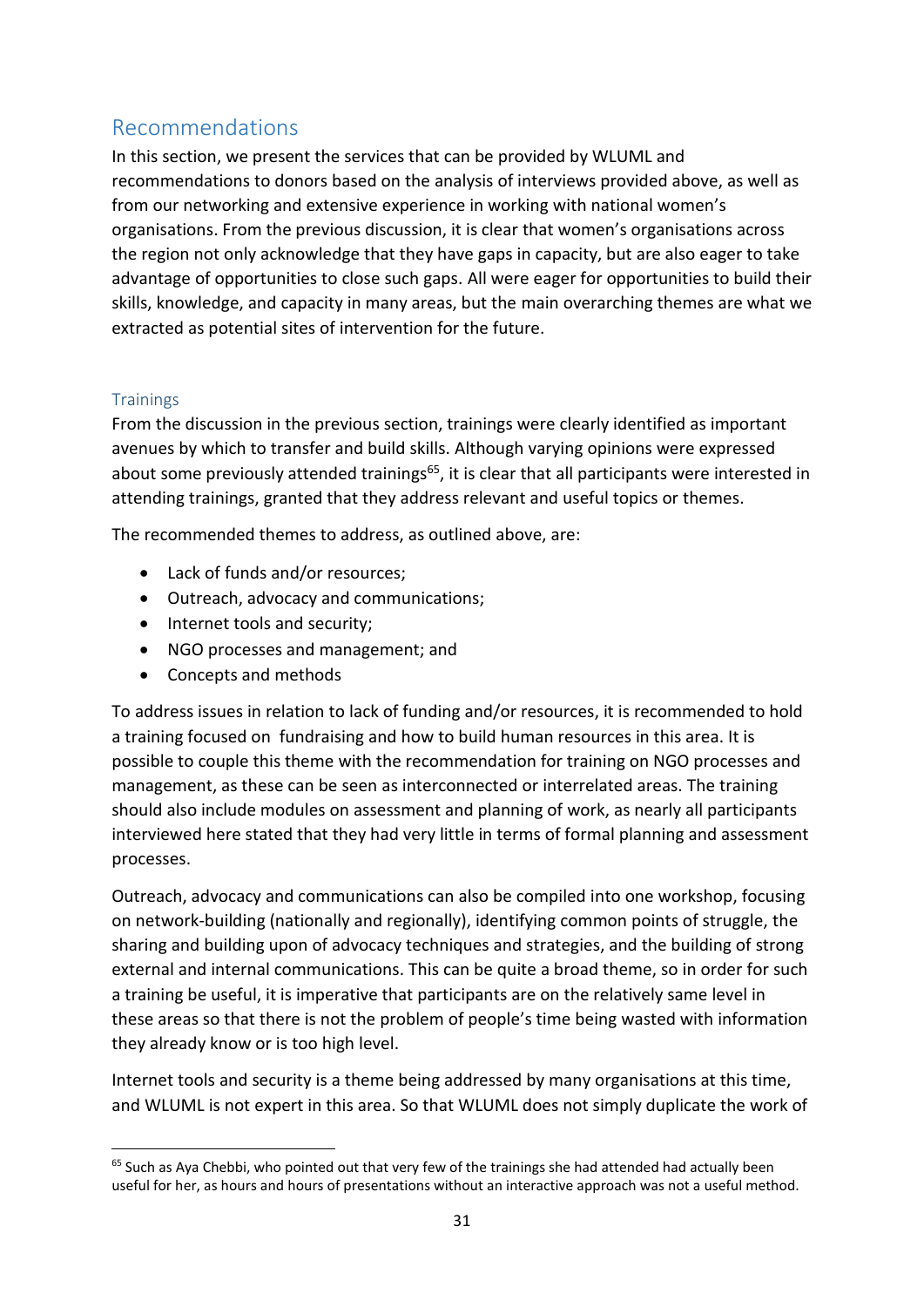## Recommendations

In this section, we present the services that can be provided by WLUML and recommendations to donors based on the analysis of interviews provided above, as well as from our networking and extensive experience in working with national women's organisations. From the previous discussion, it is clear that women's organisations across the region not only acknowledge that they have gaps in capacity, but are also eager to take advantage of opportunities to close such gaps. All were eager for opportunities to build their skills, knowledge, and capacity in many areas, but the main overarching themes are what we extracted as potential sites of intervention for the future.

### Trainings

From the discussion in the previous section, trainings were clearly identified as important avenues by which to transfer and build skills. Although varying opinions were expressed about some previously attended trainings[65], it is clear that all participants were interested in attending trainings, granted that they address relevant and useful topics or themes.

The recommended themes to address, as outlined above, are:

- Lack of funds and/or resources;
- Outreach, advocacy and communications;
- Internet tools and security;
- NGO processes and management; and
- Concepts and methods

To address issues in relation to lack of funding and/or resources, it is recommended to hold a training focused on fundraising and how to build human resources in this area. It is possible to couple this theme with the recommendation for training on NGO processes and management, as these can be seen as interconnected or interrelated areas. The training should also include modules on assessment and planning of work, as nearly all participants interviewed here stated that they had very little in terms of formal planning and assessment processes.

Outreach, advocacy and communications can also be compiled into one workshop, focusing on network-building (nationally and regionally), identifying common points of struggle, the sharing and building upon of advocacy techniques and strategies, and the building of strong external and internal communications. This can be quite a broad theme, so in order for such a training be useful, it is imperative that participants are on the relatively same level in these areas so that there is not the problem of people's time being wasted with information they already know or is too high level.

Internet tools and security is a theme being addressed by many organisations at this time, and WLUML is not expert in this area. So that WLUML does not simply duplicate the work of

[65] Such as Aya Chebbi, who pointed out that very few of the trainings she had attended had actually been useful for her, as hours and hours of presentations without an interactive approach was not a useful method.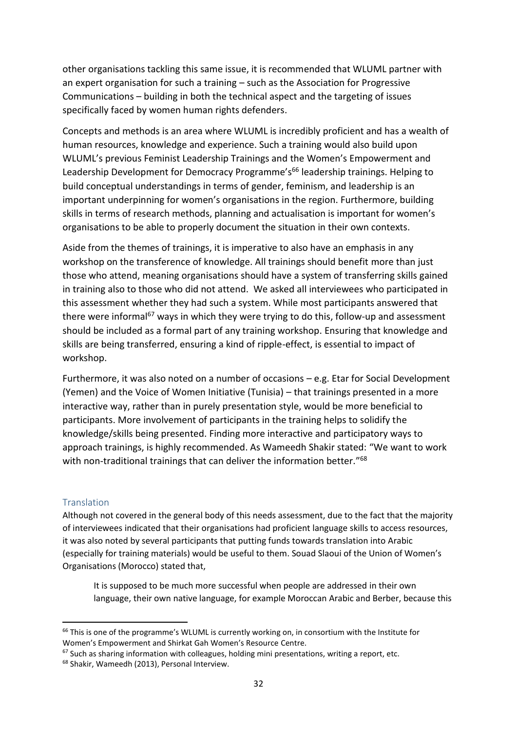other organisations tackling this same issue, it is recommended that WLUML partner with an expert organisation for such a training – such as the Association for Progressive Communications – building in both the technical aspect and the targeting of issues specifically faced by women human rights defenders.

Concepts and methods is an area where WLUML is incredibly proficient and has a wealth of human resources, knowledge and experience. Such a training would also build upon WLUML's previous Feminist Leadership Trainings and the Women's Empowerment and Leadership Development for Democracy Programme's[66] leadership trainings. Helping to build conceptual understandings in terms of gender, feminism, and leadership is an important underpinning for women's organisations in the region. Furthermore, building skills in terms of research methods, planning and actualisation is important for women's organisations to be able to properly document the situation in their own contexts.

Aside from the themes of trainings, it is imperative to also have an emphasis in any workshop on the transference of knowledge. All trainings should benefit more than just those who attend, meaning organisations should have a system of transferring skills gained in training also to those who did not attend. We asked all interviewees who participated in this assessment whether they had such a system. While most participants answered that there were informal[67] ways in which they were trying to do this, follow-up and assessment should be included as a formal part of any training workshop. Ensuring that knowledge and skills are being transferred, ensuring a kind of ripple-effect, is essential to impact of workshop.

Furthermore, it was also noted on a number of occasions – e.g. Etar for Social Development (Yemen) and the Voice of Women Initiative (Tunisia) – that trainings presented in a more interactive way, rather than in purely presentation style, would be more beneficial to participants. More involvement of participants in the training helps to solidify the knowledge/skills being presented. Finding more interactive and participatory ways to approach trainings, is highly recommended. As Wameedh Shakir stated: "We want to work with non-traditional trainings that can deliver the information better."[68]

### Translation

Although not covered in the general body of this needs assessment, due to the fact that the majority of interviewees indicated that their organisations had proficient language skills to access resources, it was also noted by several participants that putting funds towards translation into Arabic (especially for training materials) would be useful to them. Souad Slaoui of the Union of Women's Organisations (Morocco) stated that,

> It is supposed to be much more successful when people are addressed in their own language, their own native language, for example Moroccan Arabic and Berber, because this

---

[66] This is one of the programme's WLUML is currently working on, in consortium with the Institute for Women's Empowerment and Shirkat Gah Women's Resource Centre.

[67] Such as sharing information with colleagues, holding mini presentations, writing a report, etc.

[68] Shakir, Wameedh (2013), Personal Interview.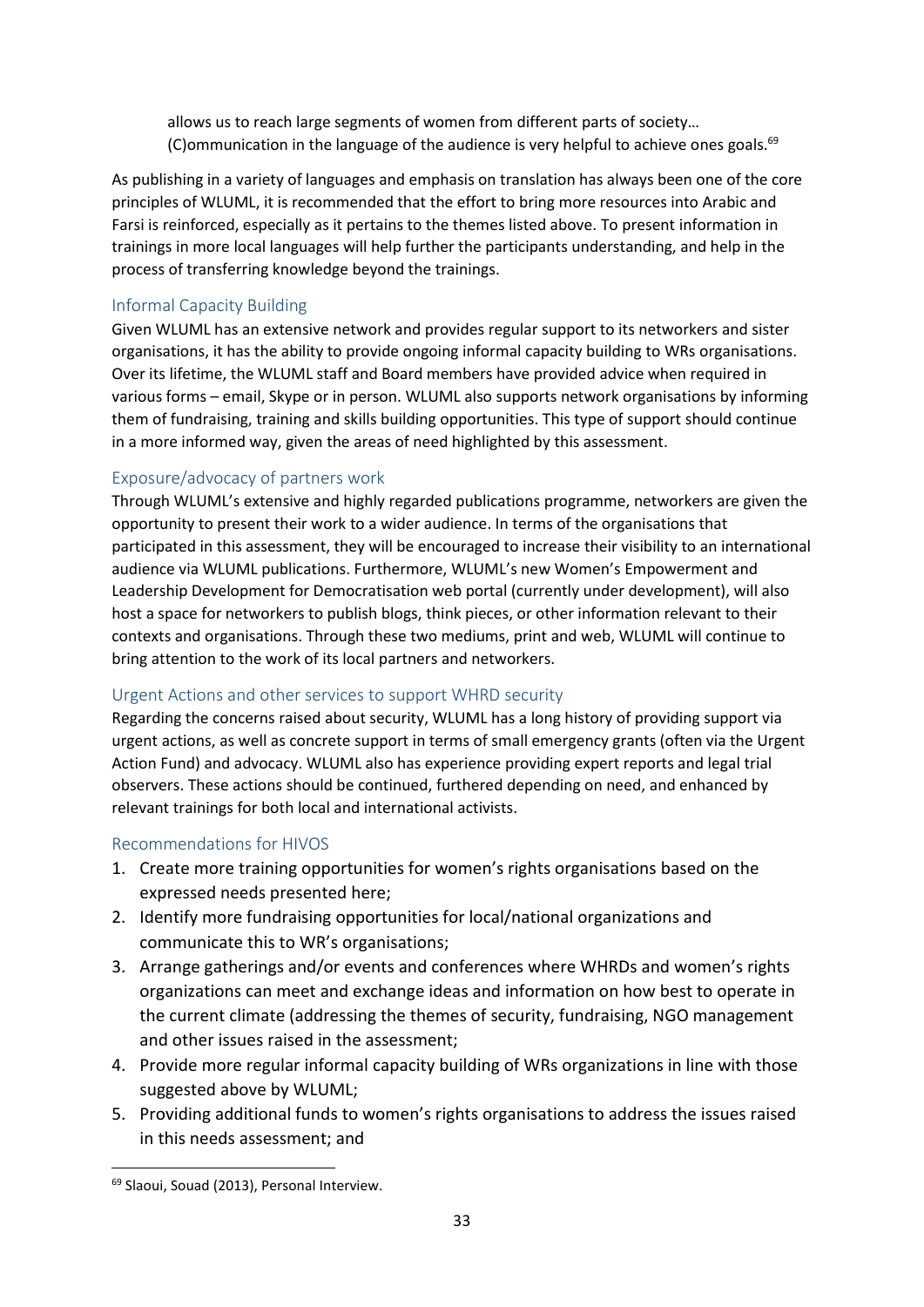> allows us to reach large segments of women from different parts of society… (C)ommunication in the language of the audience is very helpful to achieve ones goals.[69]

As publishing in a variety of languages and emphasis on translation has always been one of the core principles of WLUML, it is recommended that the effort to bring more resources into Arabic and Farsi is reinforced, especially as it pertains to the themes listed above. To present information in trainings in more local languages will help further the participants understanding, and help in the process of transferring knowledge beyond the trainings.

### Informal Capacity Building

Given WLUML has an extensive network and provides regular support to its networkers and sister organisations, it has the ability to provide ongoing informal capacity building to WRs organisations. Over its lifetime, the WLUML staff and Board members have provided advice when required in various forms – email, Skype or in person. WLUML also supports network organisations by informing them of fundraising, training and skills building opportunities. This type of support should continue in a more informed way, given the areas of need highlighted by this assessment.

### Exposure/advocacy of partners work

Through WLUML's extensive and highly regarded publications programme, networkers are given the opportunity to present their work to a wider audience. In terms of the organisations that participated in this assessment, they will be encouraged to increase their visibility to an international audience via WLUML publications. Furthermore, WLUML's new Women's Empowerment and Leadership Development for Democratisation web portal (currently under development), will also host a space for networkers to publish blogs, think pieces, or other information relevant to their contexts and organisations. Through these two mediums, print and web, WLUML will continue to bring attention to the work of its local partners and networkers.

### Urgent Actions and other services to support WHRD security

Regarding the concerns raised about security, WLUML has a long history of providing support via urgent actions, as well as concrete support in terms of small emergency grants (often via the Urgent Action Fund) and advocacy. WLUML also has experience providing expert reports and legal trial observers. These actions should be continued, furthered depending on need, and enhanced by relevant trainings for both local and international activists.

### Recommendations for HIVOS

1. Create more training opportunities for women's rights organisations based on the expressed needs presented here;
2. Identify more fundraising opportunities for local/national organizations and communicate this to WR's organisations;
3. Arrange gatherings and/or events and conferences where WHRDs and women's rights organizations can meet and exchange ideas and information on how best to operate in the current climate (addressing the themes of security, fundraising, NGO management and other issues raised in the assessment;
4. Provide more regular informal capacity building of WRs organizations in line with those suggested above by WLUML;
5. Providing additional funds to women's rights organisations to address the issues raised in this needs assessment; and

[69] Slaoui, Souad (2013), Personal Interview.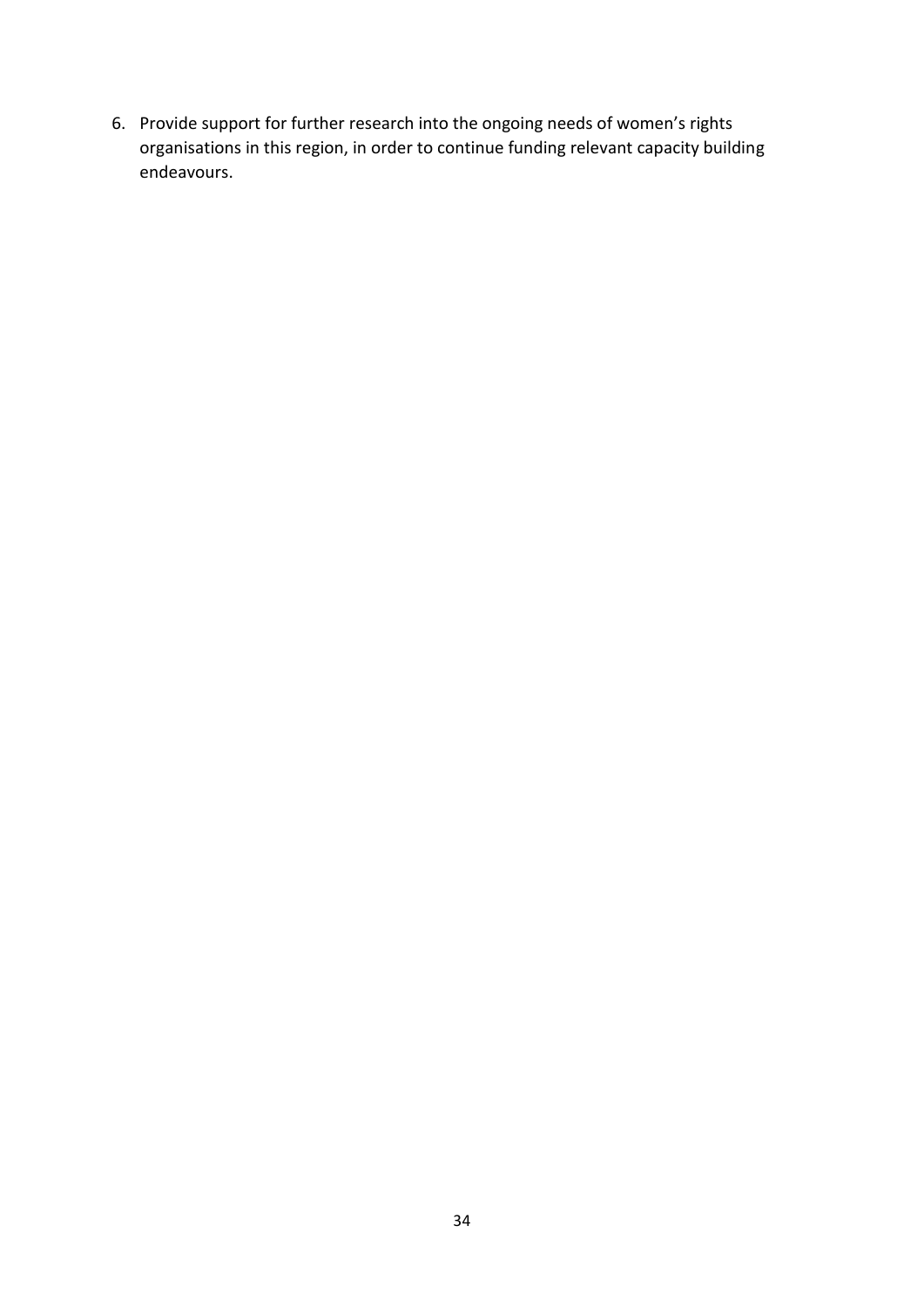6. Provide support for further research into the ongoing needs of women's rights organisations in this region, in order to continue funding relevant capacity building endeavours.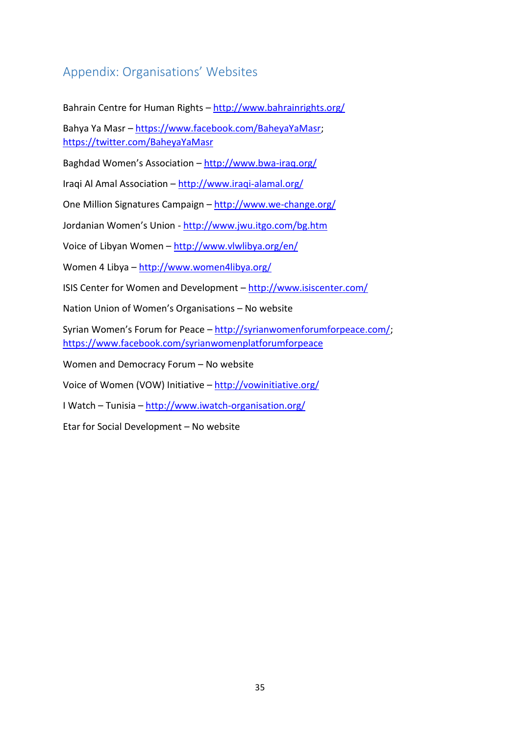## Appendix: Organisations' Websites

Bahrain Centre for Human Rights – http://www.bahrainrights.org/

Bahya Ya Masr – https://www.facebook.com/BaheyaYaMasr; https://twitter.com/BaheyaYaMasr

Baghdad Women's Association – http://www.bwa-iraq.org/

Iraqi Al Amal Association – http://www.iraqi-alamal.org/

One Million Signatures Campaign – http://www.we-change.org/

Jordanian Women's Union - http://www.jwu.itgo.com/bg.htm

Voice of Libyan Women – http://www.vlwlibya.org/en/

Women 4 Libya – http://www.women4libya.org/

ISIS Center for Women and Development – http://www.isiscenter.com/

Nation Union of Women's Organisations – No website

Syrian Women's Forum for Peace – http://syrianwomenforumforpeace.com/; https://www.facebook.com/syrianwomenplatformforpeace

Women and Democracy Forum – No website

Voice of Women (VOW) Initiative – http://vowinitiative.org/

I Watch – Tunisia – http://www.iwatch-organisation.org/

Etar for Social Development – No website